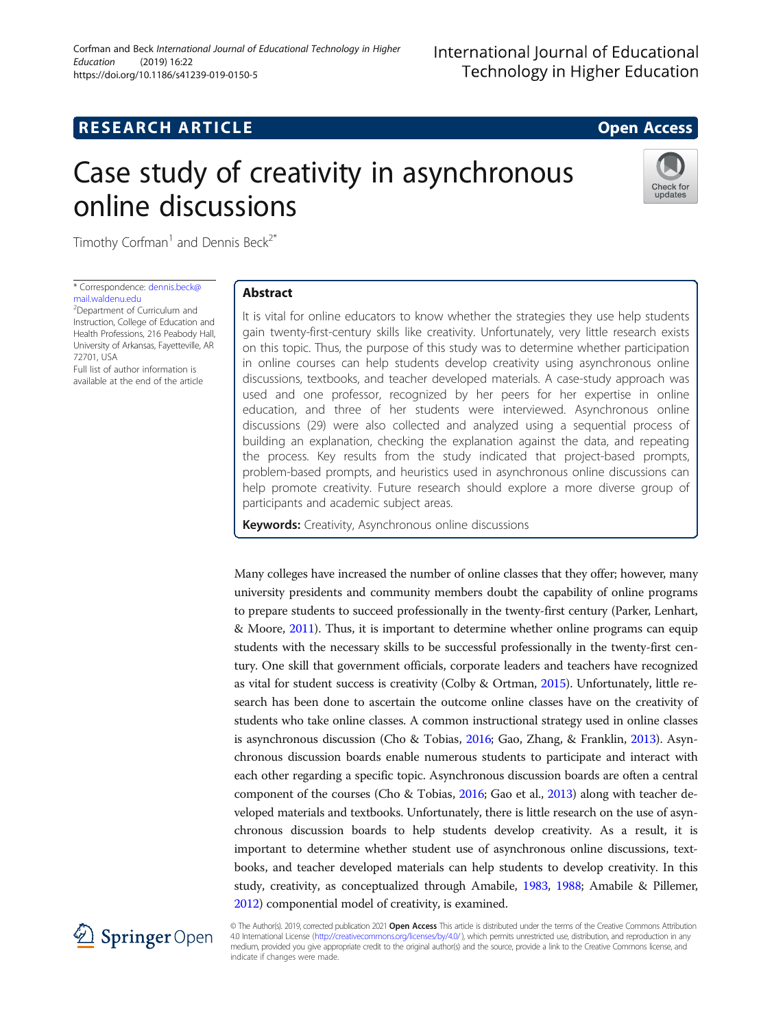RESEARCH ARTICLE

Open Access

# Case study of creativity in asynchronous online discussions

Timothy Corfman[1] and Dennis Beck[2*]

\* Correspondence: dennis.beck@mail.waldenu.edu

[2]Department of Curriculum and Instruction, College of Education and Health Professions, 216 Peabody Hall, University of Arkansas, Fayetteville, AR 72701, USA

Full list of author information is available at the end of the article

## Abstract

It is vital for online educators to know whether the strategies they use help students gain twenty-first-century skills like creativity. Unfortunately, very little research exists on this topic. Thus, the purpose of this study was to determine whether participation in online courses can help students develop creativity using asynchronous online discussions, textbooks, and teacher developed materials. A case-study approach was used and one professor, recognized by her peers for her expertise in online education, and three of her students were interviewed. Asynchronous online discussions (29) were also collected and analyzed using a sequential process of building an explanation, checking the explanation against the data, and repeating the process. Key results from the study indicated that project-based prompts, problem-based prompts, and heuristics used in asynchronous online discussions can help promote creativity. Future research should explore a more diverse group of participants and academic subject areas.

**Keywords:** Creativity, Asynchronous online discussions

Many colleges have increased the number of online classes that they offer; however, many university presidents and community members doubt the capability of online programs to prepare students to succeed professionally in the twenty-first century (Parker, Lenhart, & Moore, 2011). Thus, it is important to determine whether online programs can equip students with the necessary skills to be successful professionally in the twenty-first century. One skill that government officials, corporate leaders and teachers have recognized as vital for student success is creativity (Colby & Ortman, 2015). Unfortunately, little research has been done to ascertain the outcome online classes have on the creativity of students who take online classes. A common instructional strategy used in online classes is asynchronous discussion (Cho & Tobias, 2016; Gao, Zhang, & Franklin, 2013). Asynchronous discussion boards enable numerous students to participate and interact with each other regarding a specific topic. Asynchronous discussion boards are often a central component of the courses (Cho & Tobias, 2016; Gao et al., 2013) along with teacher developed materials and textbooks. Unfortunately, there is little research on the use of asynchronous discussion boards to help students develop creativity. As a result, it is important to determine whether student use of asynchronous online discussions, textbooks, and teacher developed materials can help students to develop creativity. In this study, creativity, as conceptualized through Amabile, 1983, 1988; Amabile & Pillemer, 2012) componential model of creativity, is examined.

© The Author(s). 2019, corrected publication 2021 **Open Access** This article is distributed under the terms of the Creative Commons Attribution 4.0 International License (http://creativecommons.org/licenses/by/4.0/), which permits unrestricted use, distribution, and reproduction in any medium, provided you give appropriate credit to the original author(s) and the source, provide a link to the Creative Commons license, and indicate if changes were made.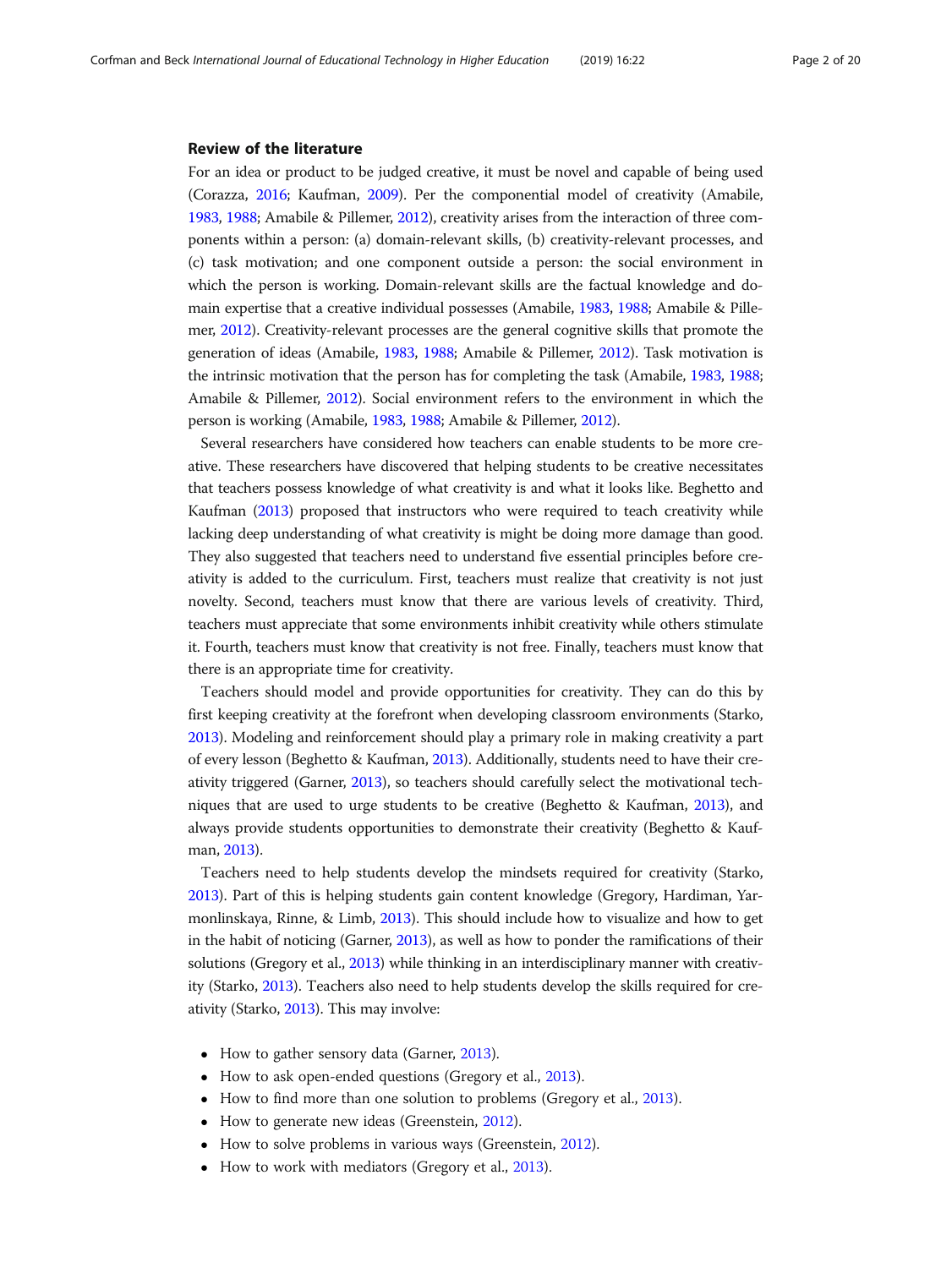## Review of the literature

For an idea or product to be judged creative, it must be novel and capable of being used (Corazza, 2016; Kaufman, 2009). Per the componential model of creativity (Amabile, 1983, 1988; Amabile & Pillemer, 2012), creativity arises from the interaction of three components within a person: (a) domain-relevant skills, (b) creativity-relevant processes, and (c) task motivation; and one component outside a person: the social environment in which the person is working. Domain-relevant skills are the factual knowledge and domain expertise that a creative individual possesses (Amabile, 1983, 1988; Amabile & Pillemer, 2012). Creativity-relevant processes are the general cognitive skills that promote the generation of ideas (Amabile, 1983, 1988; Amabile & Pillemer, 2012). Task motivation is the intrinsic motivation that the person has for completing the task (Amabile, 1983, 1988; Amabile & Pillemer, 2012). Social environment refers to the environment in which the person is working (Amabile, 1983, 1988; Amabile & Pillemer, 2012).

Several researchers have considered how teachers can enable students to be more creative. These researchers have discovered that helping students to be creative necessitates that teachers possess knowledge of what creativity is and what it looks like. Beghetto and Kaufman (2013) proposed that instructors who were required to teach creativity while lacking deep understanding of what creativity is might be doing more damage than good. They also suggested that teachers need to understand five essential principles before creativity is added to the curriculum. First, teachers must realize that creativity is not just novelty. Second, teachers must know that there are various levels of creativity. Third, teachers must appreciate that some environments inhibit creativity while others stimulate it. Fourth, teachers must know that creativity is not free. Finally, teachers must know that there is an appropriate time for creativity.

Teachers should model and provide opportunities for creativity. They can do this by first keeping creativity at the forefront when developing classroom environments (Starko, 2013). Modeling and reinforcement should play a primary role in making creativity a part of every lesson (Beghetto & Kaufman, 2013). Additionally, students need to have their creativity triggered (Garner, 2013), so teachers should carefully select the motivational techniques that are used to urge students to be creative (Beghetto & Kaufman, 2013), and always provide students opportunities to demonstrate their creativity (Beghetto & Kaufman, 2013).

Teachers need to help students develop the mindsets required for creativity (Starko, 2013). Part of this is helping students gain content knowledge (Gregory, Hardiman, Yarmonlinskaya, Rinne, & Limb, 2013). This should include how to visualize and how to get in the habit of noticing (Garner, 2013), as well as how to ponder the ramifications of their solutions (Gregory et al., 2013) while thinking in an interdisciplinary manner with creativity (Starko, 2013). Teachers also need to help students develop the skills required for creativity (Starko, 2013). This may involve:

- How to gather sensory data (Garner, 2013).
- How to ask open-ended questions (Gregory et al., 2013).
- How to find more than one solution to problems (Gregory et al., 2013).
- How to generate new ideas (Greenstein, 2012).
- How to solve problems in various ways (Greenstein, 2012).
- How to work with mediators (Gregory et al., 2013).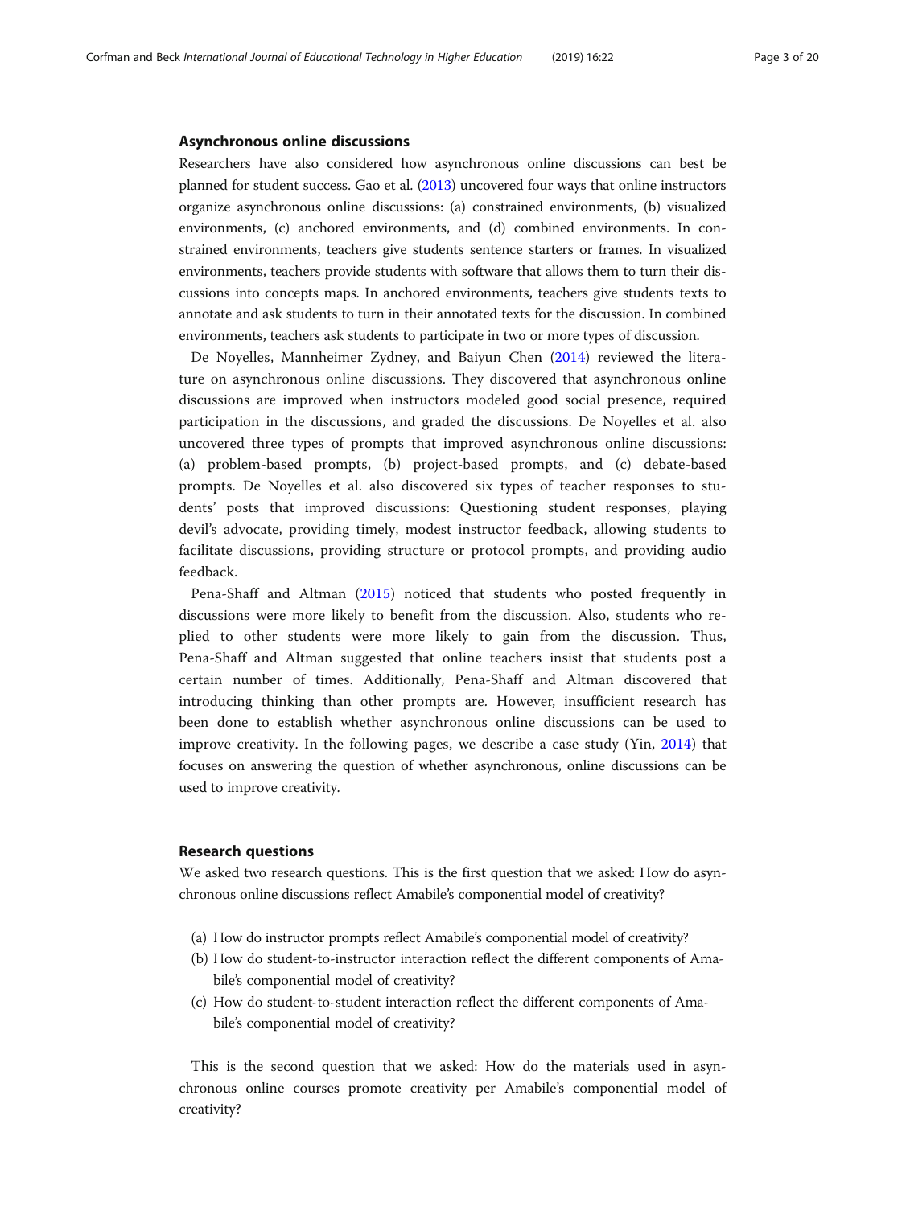### Asynchronous online discussions

Researchers have also considered how asynchronous online discussions can best be planned for student success. Gao et al. (2013) uncovered four ways that online instructors organize asynchronous online discussions: (a) constrained environments, (b) visualized environments, (c) anchored environments, and (d) combined environments. In constrained environments, teachers give students sentence starters or frames. In visualized environments, teachers provide students with software that allows them to turn their discussions into concepts maps. In anchored environments, teachers give students texts to annotate and ask students to turn in their annotated texts for the discussion. In combined environments, teachers ask students to participate in two or more types of discussion.

De Noyelles, Mannheimer Zydney, and Baiyun Chen (2014) reviewed the literature on asynchronous online discussions. They discovered that asynchronous online discussions are improved when instructors modeled good social presence, required participation in the discussions, and graded the discussions. De Noyelles et al. also uncovered three types of prompts that improved asynchronous online discussions: (a) problem-based prompts, (b) project-based prompts, and (c) debate-based prompts. De Noyelles et al. also discovered six types of teacher responses to students' posts that improved discussions: Questioning student responses, playing devil's advocate, providing timely, modest instructor feedback, allowing students to facilitate discussions, providing structure or protocol prompts, and providing audio feedback.

Pena-Shaff and Altman (2015) noticed that students who posted frequently in discussions were more likely to benefit from the discussion. Also, students who replied to other students were more likely to gain from the discussion. Thus, Pena-Shaff and Altman suggested that online teachers insist that students post a certain number of times. Additionally, Pena-Shaff and Altman discovered that introducing thinking than other prompts are. However, insufficient research has been done to establish whether asynchronous online discussions can be used to improve creativity. In the following pages, we describe a case study (Yin, 2014) that focuses on answering the question of whether asynchronous, online discussions can be used to improve creativity.

### Research questions

We asked two research questions. This is the first question that we asked: How do asynchronous online discussions reflect Amabile's componential model of creativity?

(a) How do instructor prompts reflect Amabile's componential model of creativity?
(b) How do student-to-instructor interaction reflect the different components of Amabile's componential model of creativity?
(c) How do student-to-student interaction reflect the different components of Amabile's componential model of creativity?

This is the second question that we asked: How do the materials used in asynchronous online courses promote creativity per Amabile's componential model of creativity?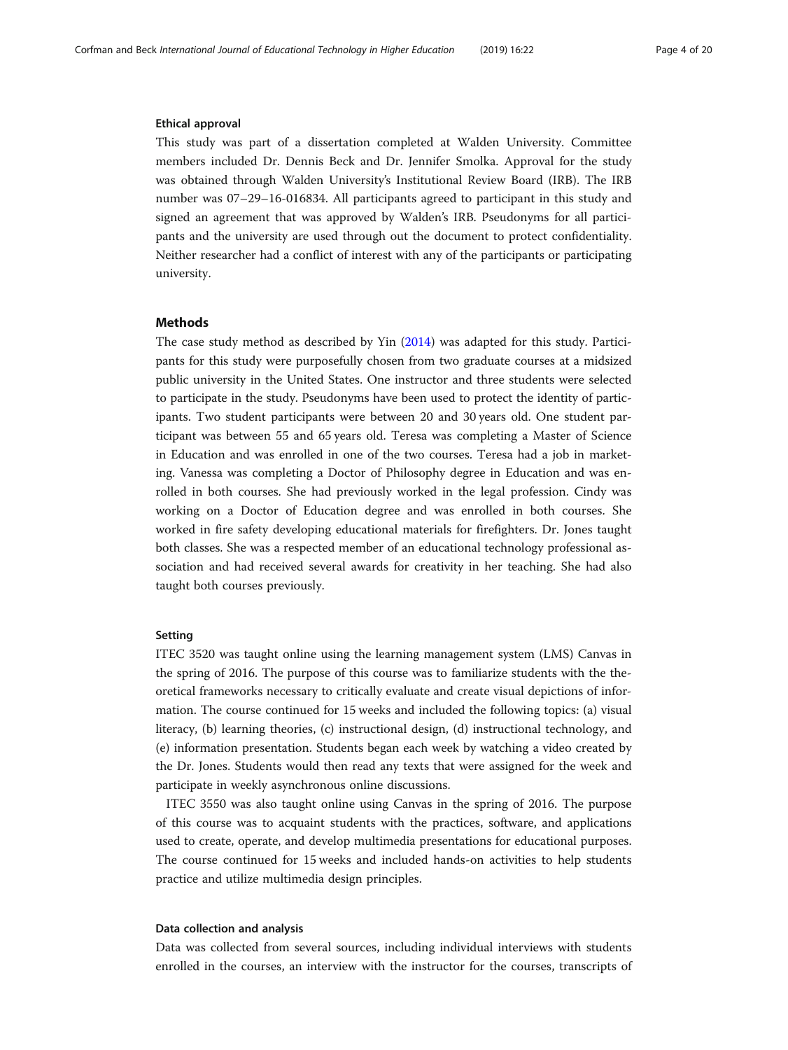### Ethical approval

This study was part of a dissertation completed at Walden University. Committee members included Dr. Dennis Beck and Dr. Jennifer Smolka. Approval for the study was obtained through Walden University's Institutional Review Board (IRB). The IRB number was 07–29–16-016834. All participants agreed to participant in this study and signed an agreement that was approved by Walden's IRB. Pseudonyms for all participants and the university are used through out the document to protect confidentiality. Neither researcher had a conflict of interest with any of the participants or participating university.

## Methods

The case study method as described by Yin (2014) was adapted for this study. Participants for this study were purposefully chosen from two graduate courses at a midsized public university in the United States. One instructor and three students were selected to participate in the study. Pseudonyms have been used to protect the identity of participants. Two student participants were between 20 and 30 years old. One student participant was between 55 and 65 years old. Teresa was completing a Master of Science in Education and was enrolled in one of the two courses. Teresa had a job in marketing. Vanessa was completing a Doctor of Philosophy degree in Education and was enrolled in both courses. She had previously worked in the legal profession. Cindy was working on a Doctor of Education degree and was enrolled in both courses. She worked in fire safety developing educational materials for firefighters. Dr. Jones taught both classes. She was a respected member of an educational technology professional association and had received several awards for creativity in her teaching. She had also taught both courses previously.

### Setting

ITEC 3520 was taught online using the learning management system (LMS) Canvas in the spring of 2016. The purpose of this course was to familiarize students with the theoretical frameworks necessary to critically evaluate and create visual depictions of information. The course continued for 15 weeks and included the following topics: (a) visual literacy, (b) learning theories, (c) instructional design, (d) instructional technology, and (e) information presentation. Students began each week by watching a video created by the Dr. Jones. Students would then read any texts that were assigned for the week and participate in weekly asynchronous online discussions.

ITEC 3550 was also taught online using Canvas in the spring of 2016. The purpose of this course was to acquaint students with the practices, software, and applications used to create, operate, and develop multimedia presentations for educational purposes. The course continued for 15 weeks and included hands-on activities to help students practice and utilize multimedia design principles.

### Data collection and analysis

Data was collected from several sources, including individual interviews with students enrolled in the courses, an interview with the instructor for the courses, transcripts of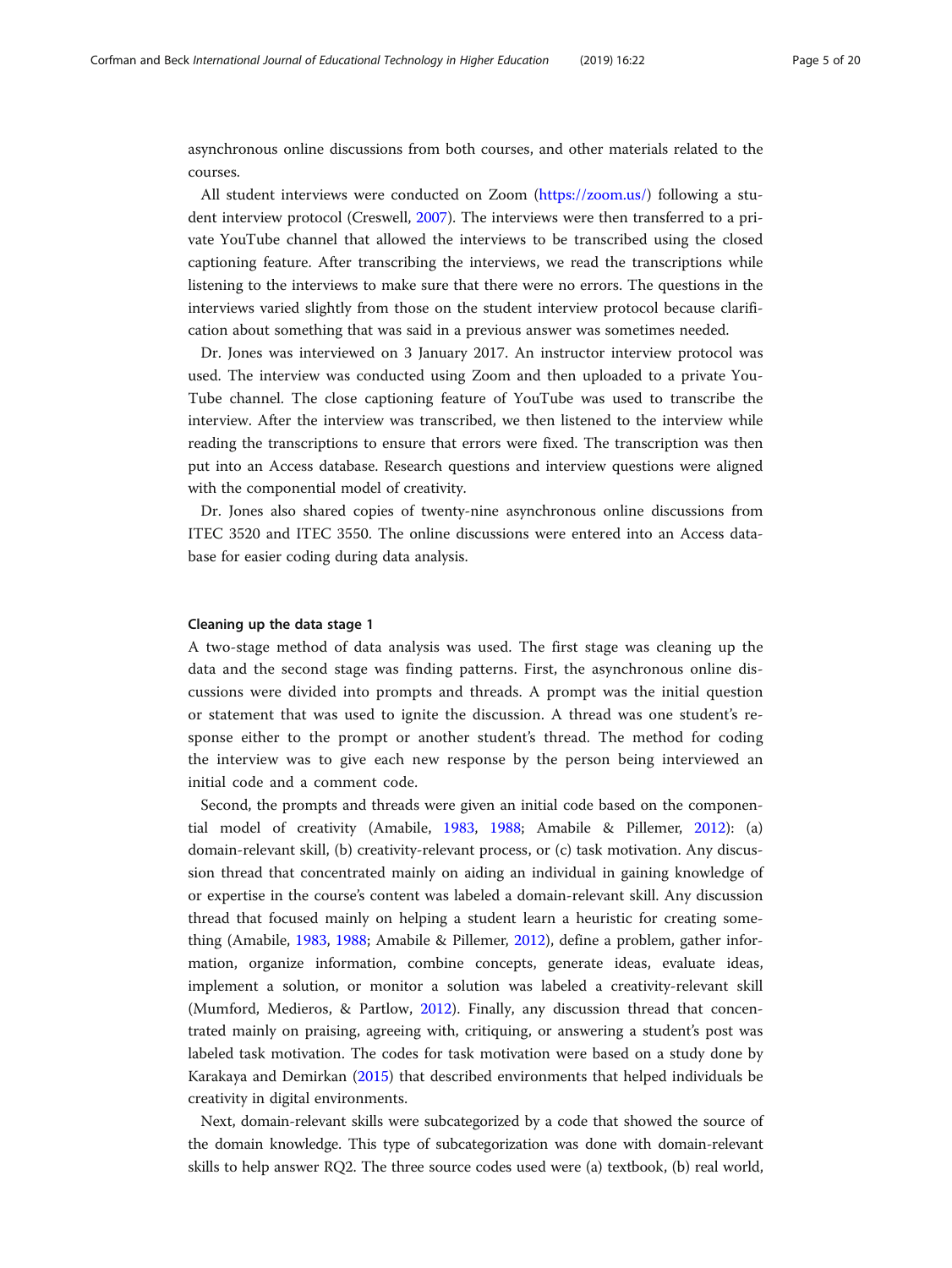asynchronous online discussions from both courses, and other materials related to the courses.

All student interviews were conducted on Zoom (https://zoom.us/) following a student interview protocol (Creswell, 2007). The interviews were then transferred to a private YouTube channel that allowed the interviews to be transcribed using the closed captioning feature. After transcribing the interviews, we read the transcriptions while listening to the interviews to make sure that there were no errors. The questions in the interviews varied slightly from those on the student interview protocol because clarification about something that was said in a previous answer was sometimes needed.

Dr. Jones was interviewed on 3 January 2017. An instructor interview protocol was used. The interview was conducted using Zoom and then uploaded to a private YouTube channel. The close captioning feature of YouTube was used to transcribe the interview. After the interview was transcribed, we then listened to the interview while reading the transcriptions to ensure that errors were fixed. The transcription was then put into an Access database. Research questions and interview questions were aligned with the componential model of creativity.

Dr. Jones also shared copies of twenty-nine asynchronous online discussions from ITEC 3520 and ITEC 3550. The online discussions were entered into an Access database for easier coding during data analysis.

#### Cleaning up the data stage 1

A two-stage method of data analysis was used. The first stage was cleaning up the data and the second stage was finding patterns. First, the asynchronous online discussions were divided into prompts and threads. A prompt was the initial question or statement that was used to ignite the discussion. A thread was one student's response either to the prompt or another student's thread. The method for coding the interview was to give each new response by the person being interviewed an initial code and a comment code.

Second, the prompts and threads were given an initial code based on the componential model of creativity (Amabile, 1983, 1988; Amabile & Pillemer, 2012): (a) domain-relevant skill, (b) creativity-relevant process, or (c) task motivation. Any discussion thread that concentrated mainly on aiding an individual in gaining knowledge of or expertise in the course's content was labeled a domain-relevant skill. Any discussion thread that focused mainly on helping a student learn a heuristic for creating something (Amabile, 1983, 1988; Amabile & Pillemer, 2012), define a problem, gather information, organize information, combine concepts, generate ideas, evaluate ideas, implement a solution, or monitor a solution was labeled a creativity-relevant skill (Mumford, Medieros, & Partlow, 2012). Finally, any discussion thread that concentrated mainly on praising, agreeing with, critiquing, or answering a student's post was labeled task motivation. The codes for task motivation were based on a study done by Karakaya and Demirkan (2015) that described environments that helped individuals be creativity in digital environments.

Next, domain-relevant skills were subcategorized by a code that showed the source of the domain knowledge. This type of subcategorization was done with domain-relevant skills to help answer RQ2. The three source codes used were (a) textbook, (b) real world,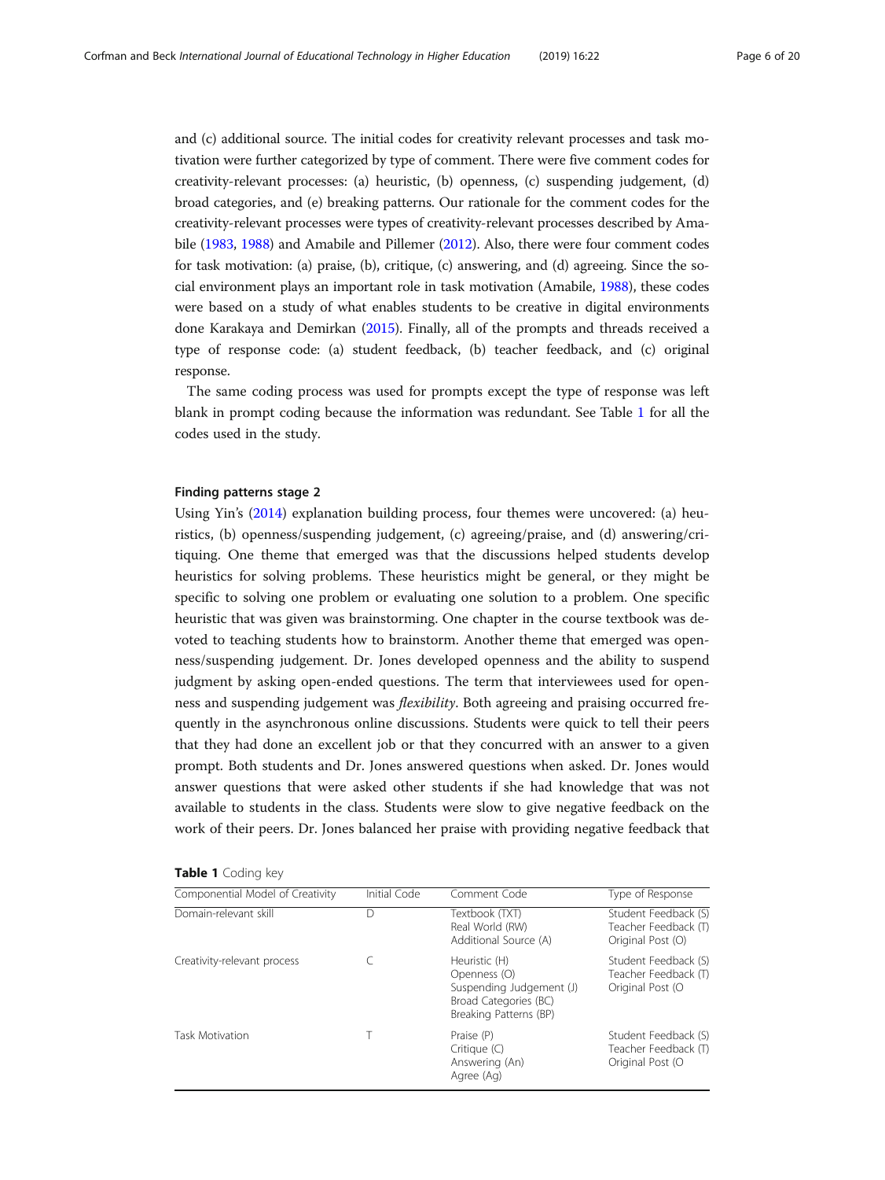and (c) additional source. The initial codes for creativity relevant processes and task motivation were further categorized by type of comment. There were five comment codes for creativity-relevant processes: (a) heuristic, (b) openness, (c) suspending judgement, (d) broad categories, and (e) breaking patterns. Our rationale for the comment codes for the creativity-relevant processes were types of creativity-relevant processes described by Amabile (1983, 1988) and Amabile and Pillemer (2012). Also, there were four comment codes for task motivation: (a) praise, (b), critique, (c) answering, and (d) agreeing. Since the social environment plays an important role in task motivation (Amabile, 1988), these codes were based on a study of what enables students to be creative in digital environments done Karakaya and Demirkan (2015). Finally, all of the prompts and threads received a type of response code: (a) student feedback, (b) teacher feedback, and (c) original response.

The same coding process was used for prompts except the type of response was left blank in prompt coding because the information was redundant. See Table 1 for all the codes used in the study.

#### Finding patterns stage 2

Using Yin's (2014) explanation building process, four themes were uncovered: (a) heuristics, (b) openness/suspending judgement, (c) agreeing/praise, and (d) answering/critiquing. One theme that emerged was that the discussions helped students develop heuristics for solving problems. These heuristics might be general, or they might be specific to solving one problem or evaluating one solution to a problem. One specific heuristic that was given was brainstorming. One chapter in the course textbook was devoted to teaching students how to brainstorm. Another theme that emerged was openness/suspending judgement. Dr. Jones developed openness and the ability to suspend judgment by asking open-ended questions. The term that interviewees used for openness and suspending judgement was *flexibility*. Both agreeing and praising occurred frequently in the asynchronous online discussions. Students were quick to tell their peers that they had done an excellent job or that they concurred with an answer to a given prompt. Both students and Dr. Jones answered questions when asked. Dr. Jones would answer questions that were asked other students if she had knowledge that was not available to students in the class. Students were slow to give negative feedback on the work of their peers. Dr. Jones balanced her praise with providing negative feedback that

**Table 1** Coding key

| Componential Model of Creativity | Initial Code | Comment Code | Type of Response |
|---|---|---|---|
| Domain-relevant skill | D | Textbook (TXT)<br>Real World (RW)<br>Additional Source (A) | Student Feedback (S)<br>Teacher Feedback (T)<br>Original Post (O) |
| Creativity-relevant process | C | Heuristic (H)<br>Openness (O)<br>Suspending Judgement (J)<br>Broad Categories (BC)<br>Breaking Patterns (BP) | Student Feedback (S)<br>Teacher Feedback (T)<br>Original Post (O |
| Task Motivation | T | Praise (P)<br>Critique (C)<br>Answering (An)<br>Agree (Ag) | Student Feedback (S)<br>Teacher Feedback (T)<br>Original Post (O |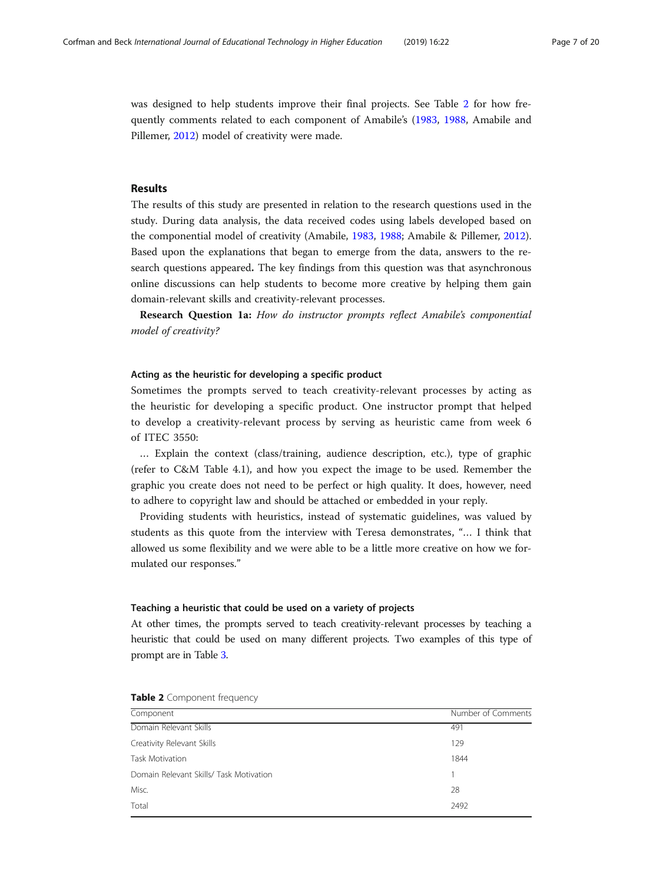was designed to help students improve their final projects. See Table 2 for how frequently comments related to each component of Amabile's (1983, 1988, Amabile and Pillemer, 2012) model of creativity were made.

## Results

The results of this study are presented in relation to the research questions used in the study. During data analysis, the data received codes using labels developed based on the componential model of creativity (Amabile, 1983, 1988; Amabile & Pillemer, 2012). Based upon the explanations that began to emerge from the data, answers to the research questions appeared**.** The key findings from this question was that asynchronous online discussions can help students to become more creative by helping them gain domain-relevant skills and creativity-relevant processes.

**Research Question 1a:** *How do instructor prompts reflect Amabile's componential model of creativity?*

### Acting as the heuristic for developing a specific product

Sometimes the prompts served to teach creativity-relevant processes by acting as the heuristic for developing a specific product. One instructor prompt that helped to develop a creativity-relevant process by serving as heuristic came from week 6 of ITEC 3550:

… Explain the context (class/training, audience description, etc.), type of graphic (refer to C&M Table 4.1), and how you expect the image to be used. Remember the graphic you create does not need to be perfect or high quality. It does, however, need to adhere to copyright law and should be attached or embedded in your reply.

Providing students with heuristics, instead of systematic guidelines, was valued by students as this quote from the interview with Teresa demonstrates, "… I think that allowed us some flexibility and we were able to be a little more creative on how we formulated our responses."

### Teaching a heuristic that could be used on a variety of projects

At other times, the prompts served to teach creativity-relevant processes by teaching a heuristic that could be used on many different projects. Two examples of this type of prompt are in Table 3.

**Table 2** Component frequency

| Component | Number of Comments |
|---|---|
| Domain Relevant Skills | 491 |
| Creativity Relevant Skills | 129 |
| Task Motivation | 1844 |
| Domain Relevant Skills/ Task Motivation | 1 |
| Misc. | 28 |
| Total | 2492 |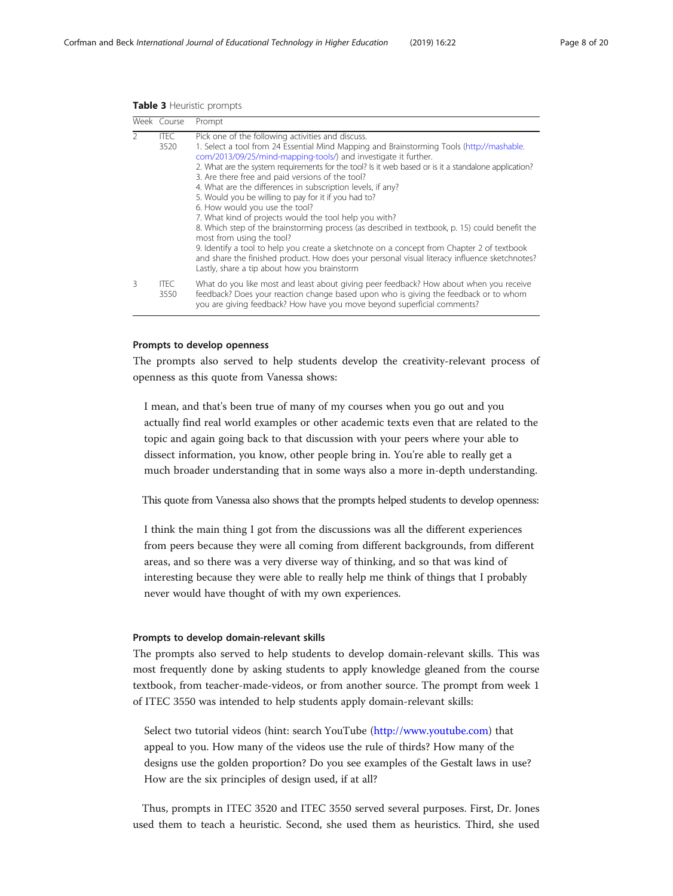**Table 3** Heuristic prompts

| Week | Course | Prompt |
|---|---|---|
| 2 | ITEC 3520 | Pick one of the following activities and discuss.<br>1. Select a tool from 24 Essential Mind Mapping and Brainstorming Tools (http://mashable.com/2013/09/25/mind-mapping-tools/) and investigate it further.<br>2. What are the system requirements for the tool? Is it web based or is it a standalone application?<br>3. Are there free and paid versions of the tool?<br>4. What are the differences in subscription levels, if any?<br>5. Would you be willing to pay for it if you had to?<br>6. How would you use the tool?<br>7. What kind of projects would the tool help you with?<br>8. Which step of the brainstorming process (as described in textbook, p. 15) could benefit the most from using the tool?<br>9. Identify a tool to help you create a sketchnote on a concept from Chapter 2 of textbook and share the finished product. How does your personal visual literacy influence sketchnotes? Lastly, share a tip about how you brainstorm |
| 3 | ITEC 3550 | What do you like most and least about giving peer feedback? How about when you receive feedback? Does your reaction change based upon who is giving the feedback or to whom you are giving feedback? How have you move beyond superficial comments? |

#### Prompts to develop openness

The prompts also served to help students develop the creativity-relevant process of openness as this quote from Vanessa shows:

> I mean, and that's been true of many of my courses when you go out and you actually find real world examples or other academic texts even that are related to the topic and again going back to that discussion with your peers where your able to dissect information, you know, other people bring in. You're able to really get a much broader understanding that in some ways also a more in-depth understanding.

This quote from Vanessa also shows that the prompts helped students to develop openness:

> I think the main thing I got from the discussions was all the different experiences from peers because they were all coming from different backgrounds, from different areas, and so there was a very diverse way of thinking, and so that was kind of interesting because they were able to really help me think of things that I probably never would have thought of with my own experiences.

#### Prompts to develop domain-relevant skills

The prompts also served to help students to develop domain-relevant skills. This was most frequently done by asking students to apply knowledge gleaned from the course textbook, from teacher-made-videos, or from another source. The prompt from week 1 of ITEC 3550 was intended to help students apply domain-relevant skills:

> Select two tutorial videos (hint: search YouTube (http://www.youtube.com) that appeal to you. How many of the videos use the rule of thirds? How many of the designs use the golden proportion? Do you see examples of the Gestalt laws in use? How are the six principles of design used, if at all?

Thus, prompts in ITEC 3520 and ITEC 3550 served several purposes. First, Dr. Jones used them to teach a heuristic. Second, she used them as heuristics. Third, she used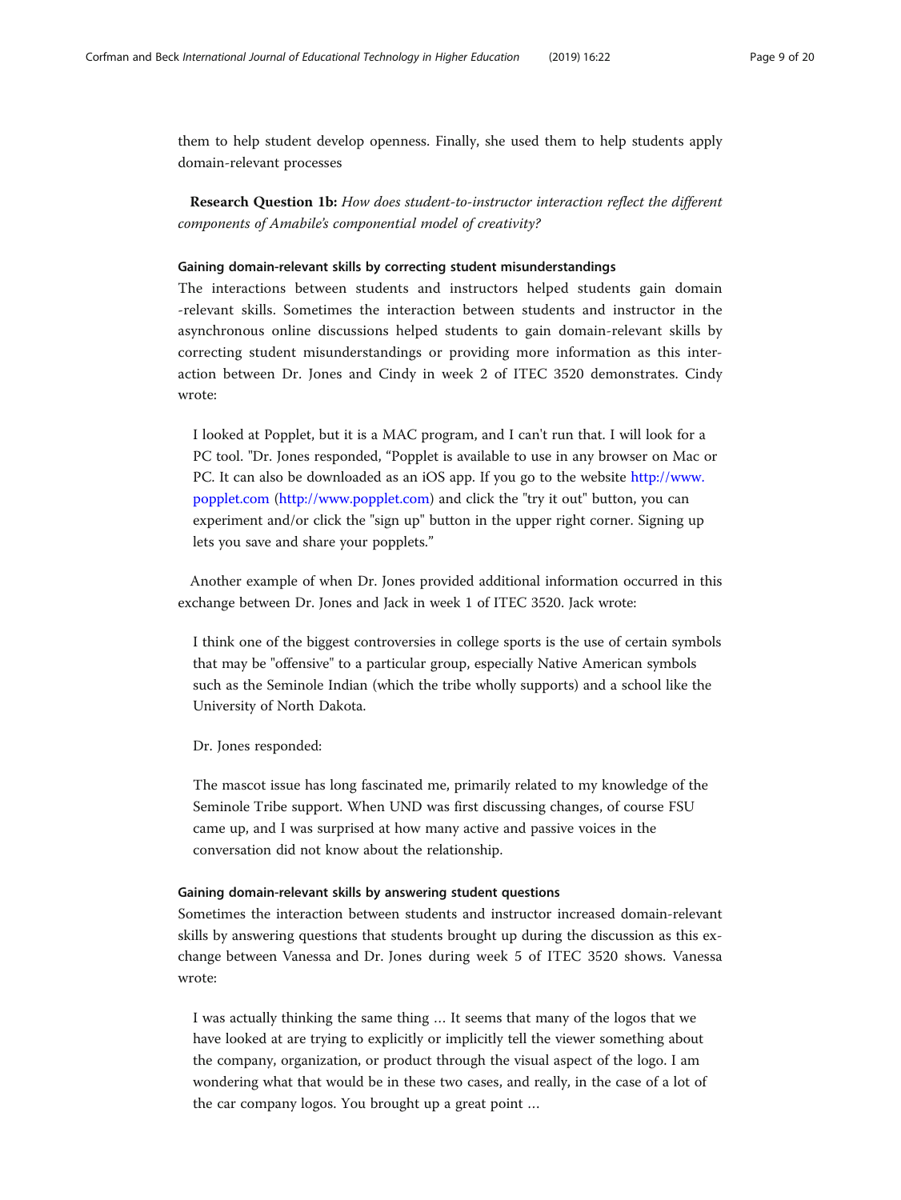them to help student develop openness. Finally, she used them to help students apply domain-relevant processes

**Research Question 1b:** *How does student-to-instructor interaction reflect the different components of Amabile's componential model of creativity?*

#### Gaining domain-relevant skills by correcting student misunderstandings

The interactions between students and instructors helped students gain domain -relevant skills. Sometimes the interaction between students and instructor in the asynchronous online discussions helped students to gain domain-relevant skills by correcting student misunderstandings or providing more information as this interaction between Dr. Jones and Cindy in week 2 of ITEC 3520 demonstrates. Cindy wrote:

> I looked at Popplet, but it is a MAC program, and I can't run that. I will look for a PC tool. "Dr. Jones responded, "Popplet is available to use in any browser on Mac or PC. It can also be downloaded as an iOS app. If you go to the website http://www.popplet.com (http://www.popplet.com) and click the "try it out" button, you can experiment and/or click the "sign up" button in the upper right corner. Signing up lets you save and share your popplets."

Another example of when Dr. Jones provided additional information occurred in this exchange between Dr. Jones and Jack in week 1 of ITEC 3520. Jack wrote:

> I think one of the biggest controversies in college sports is the use of certain symbols that may be "offensive" to a particular group, especially Native American symbols such as the Seminole Indian (which the tribe wholly supports) and a school like the University of North Dakota.
>
> Dr. Jones responded:
>
> The mascot issue has long fascinated me, primarily related to my knowledge of the Seminole Tribe support. When UND was first discussing changes, of course FSU came up, and I was surprised at how many active and passive voices in the conversation did not know about the relationship.

#### Gaining domain-relevant skills by answering student questions

Sometimes the interaction between students and instructor increased domain-relevant skills by answering questions that students brought up during the discussion as this exchange between Vanessa and Dr. Jones during week 5 of ITEC 3520 shows. Vanessa wrote:

> I was actually thinking the same thing … It seems that many of the logos that we have looked at are trying to explicitly or implicitly tell the viewer something about the company, organization, or product through the visual aspect of the logo. I am wondering what that would be in these two cases, and really, in the case of a lot of the car company logos. You brought up a great point …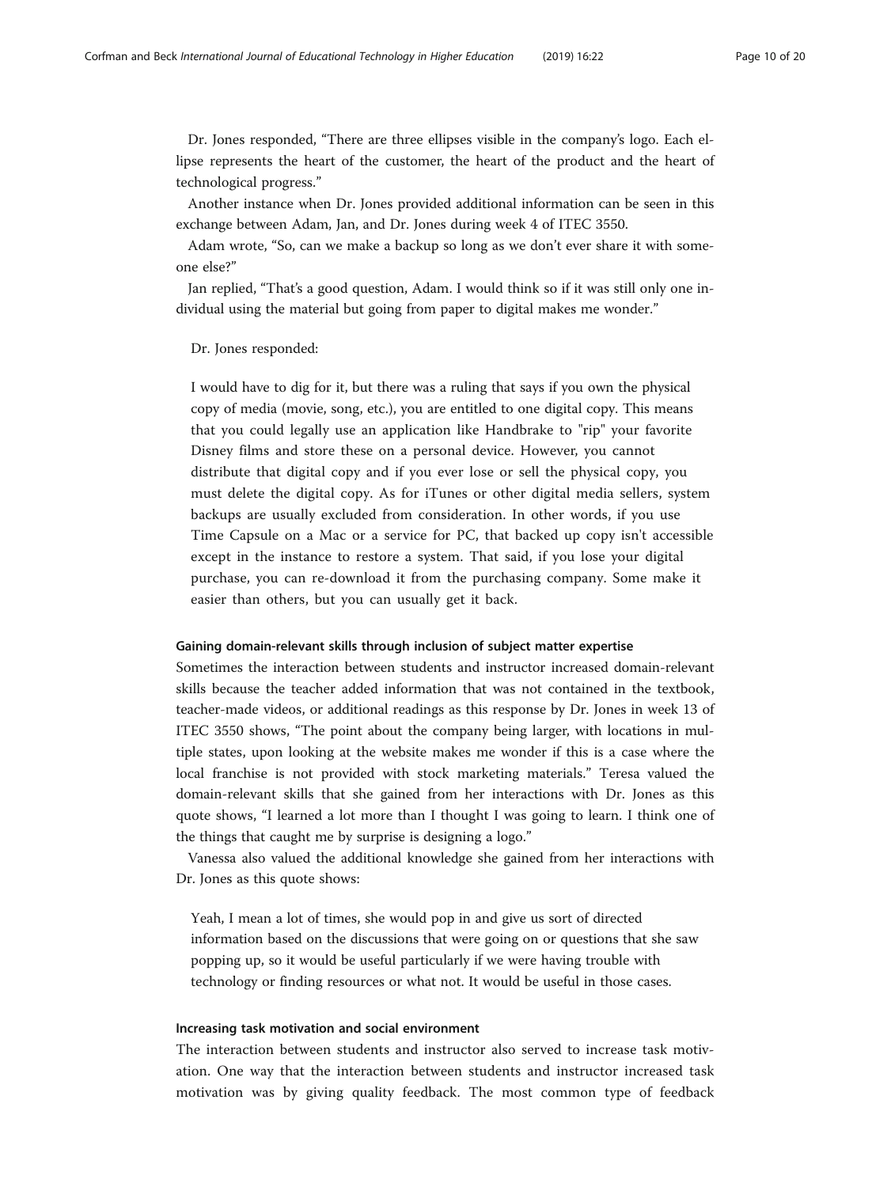Dr. Jones responded, "There are three ellipses visible in the company's logo. Each ellipse represents the heart of the customer, the heart of the product and the heart of technological progress."

Another instance when Dr. Jones provided additional information can be seen in this exchange between Adam, Jan, and Dr. Jones during week 4 of ITEC 3550.

Adam wrote, "So, can we make a backup so long as we don't ever share it with someone else?"

Jan replied, "That's a good question, Adam. I would think so if it was still only one individual using the material but going from paper to digital makes me wonder."

Dr. Jones responded:

> I would have to dig for it, but there was a ruling that says if you own the physical copy of media (movie, song, etc.), you are entitled to one digital copy. This means that you could legally use an application like Handbrake to "rip" your favorite Disney films and store these on a personal device. However, you cannot distribute that digital copy and if you ever lose or sell the physical copy, you must delete the digital copy. As for iTunes or other digital media sellers, system backups are usually excluded from consideration. In other words, if you use Time Capsule on a Mac or a service for PC, that backed up copy isn't accessible except in the instance to restore a system. That said, if you lose your digital purchase, you can re-download it from the purchasing company. Some make it easier than others, but you can usually get it back.

#### Gaining domain-relevant skills through inclusion of subject matter expertise

Sometimes the interaction between students and instructor increased domain-relevant skills because the teacher added information that was not contained in the textbook, teacher-made videos, or additional readings as this response by Dr. Jones in week 13 of ITEC 3550 shows, "The point about the company being larger, with locations in multiple states, upon looking at the website makes me wonder if this is a case where the local franchise is not provided with stock marketing materials." Teresa valued the domain-relevant skills that she gained from her interactions with Dr. Jones as this quote shows, "I learned a lot more than I thought I was going to learn. I think one of the things that caught me by surprise is designing a logo."

Vanessa also valued the additional knowledge she gained from her interactions with Dr. Jones as this quote shows:

> Yeah, I mean a lot of times, she would pop in and give us sort of directed information based on the discussions that were going on or questions that she saw popping up, so it would be useful particularly if we were having trouble with technology or finding resources or what not. It would be useful in those cases.

#### Increasing task motivation and social environment

The interaction between students and instructor also served to increase task motivation. One way that the interaction between students and instructor increased task motivation was by giving quality feedback. The most common type of feedback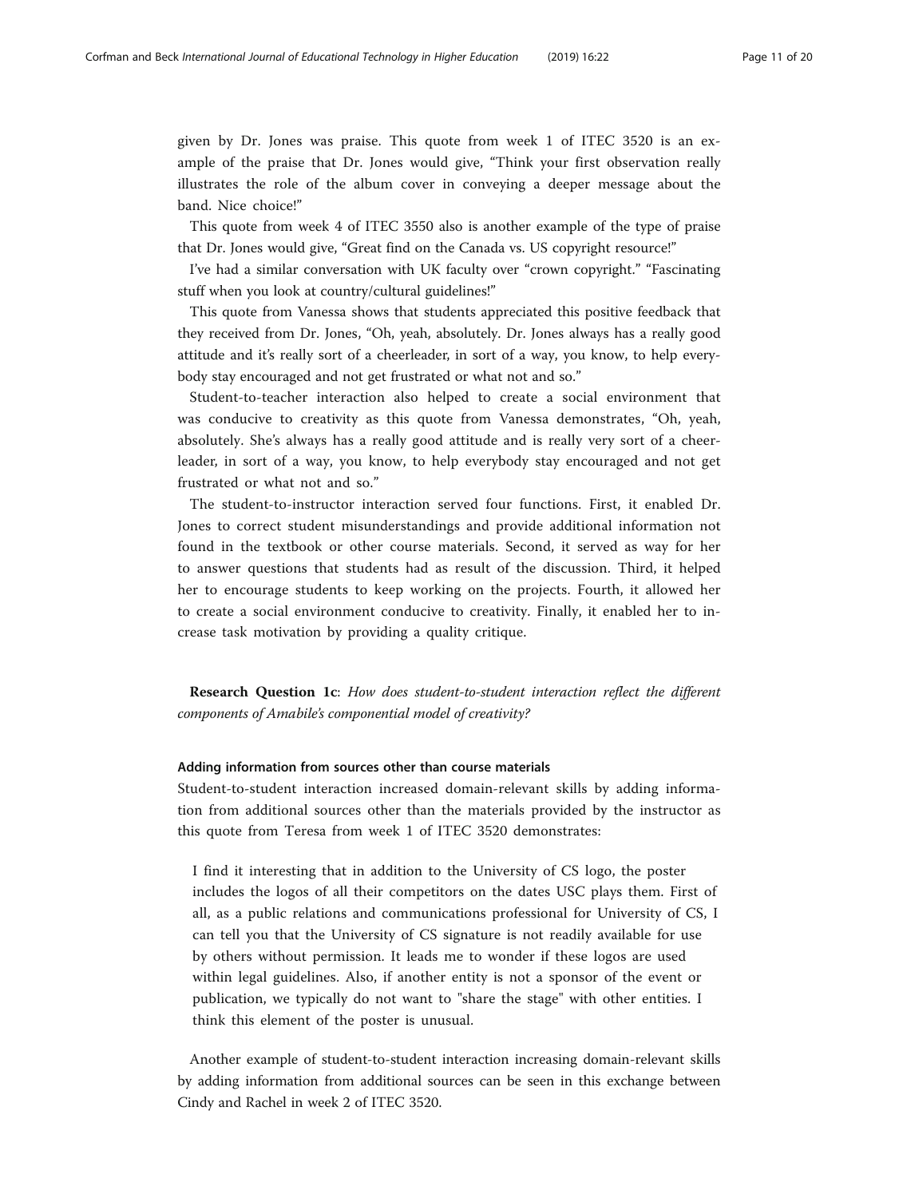given by Dr. Jones was praise. This quote from week 1 of ITEC 3520 is an example of the praise that Dr. Jones would give, "Think your first observation really illustrates the role of the album cover in conveying a deeper message about the band. Nice choice!"

This quote from week 4 of ITEC 3550 also is another example of the type of praise that Dr. Jones would give, "Great find on the Canada vs. US copyright resource!"

I've had a similar conversation with UK faculty over "crown copyright." "Fascinating stuff when you look at country/cultural guidelines!"

This quote from Vanessa shows that students appreciated this positive feedback that they received from Dr. Jones, "Oh, yeah, absolutely. Dr. Jones always has a really good attitude and it's really sort of a cheerleader, in sort of a way, you know, to help everybody stay encouraged and not get frustrated or what not and so."

Student-to-teacher interaction also helped to create a social environment that was conducive to creativity as this quote from Vanessa demonstrates, "Oh, yeah, absolutely. She's always has a really good attitude and is really very sort of a cheerleader, in sort of a way, you know, to help everybody stay encouraged and not get frustrated or what not and so."

The student-to-instructor interaction served four functions. First, it enabled Dr. Jones to correct student misunderstandings and provide additional information not found in the textbook or other course materials. Second, it served as way for her to answer questions that students had as result of the discussion. Third, it helped her to encourage students to keep working on the projects. Fourth, it allowed her to create a social environment conducive to creativity. Finally, it enabled her to increase task motivation by providing a quality critique.

**Research Question 1c**: *How does student-to-student interaction reflect the different components of Amabile's componential model of creativity?*

#### Adding information from sources other than course materials

Student-to-student interaction increased domain-relevant skills by adding information from additional sources other than the materials provided by the instructor as this quote from Teresa from week 1 of ITEC 3520 demonstrates:

> I find it interesting that in addition to the University of CS logo, the poster includes the logos of all their competitors on the dates USC plays them. First of all, as a public relations and communications professional for University of CS, I can tell you that the University of CS signature is not readily available for use by others without permission. It leads me to wonder if these logos are used within legal guidelines. Also, if another entity is not a sponsor of the event or publication, we typically do not want to "share the stage" with other entities. I think this element of the poster is unusual.

Another example of student-to-student interaction increasing domain-relevant skills by adding information from additional sources can be seen in this exchange between Cindy and Rachel in week 2 of ITEC 3520.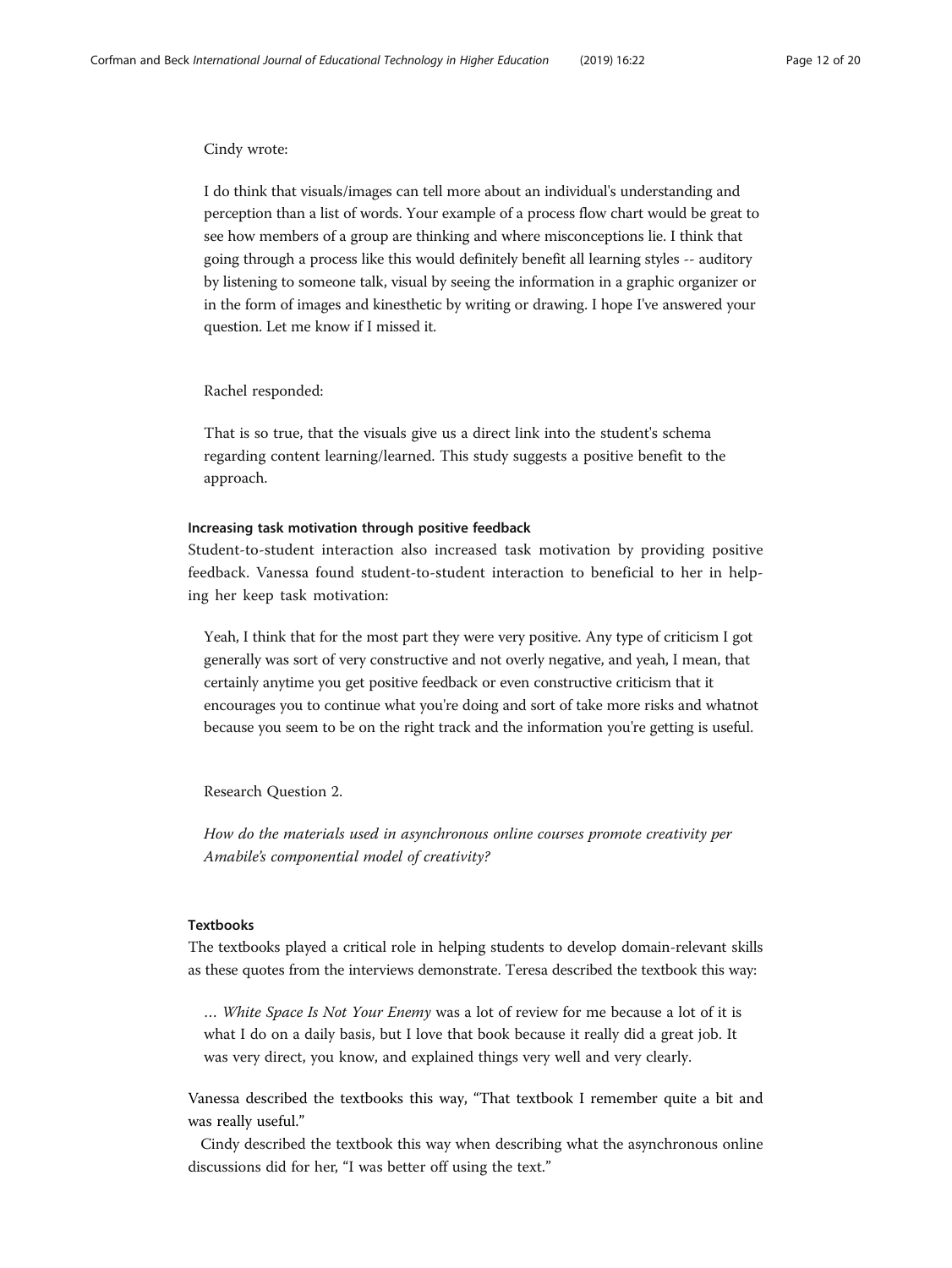Cindy wrote:

> I do think that visuals/images can tell more about an individual's understanding and perception than a list of words. Your example of a process flow chart would be great to see how members of a group are thinking and where misconceptions lie. I think that going through a process like this would definitely benefit all learning styles -- auditory by listening to someone talk, visual by seeing the information in a graphic organizer or in the form of images and kinesthetic by writing or drawing. I hope I've answered your question. Let me know if I missed it.

Rachel responded:

> That is so true, that the visuals give us a direct link into the student's schema regarding content learning/learned. This study suggests a positive benefit to the approach.

#### Increasing task motivation through positive feedback

Student-to-student interaction also increased task motivation by providing positive feedback. Vanessa found student-to-student interaction to beneficial to her in helping her keep task motivation:

> Yeah, I think that for the most part they were very positive. Any type of criticism I got generally was sort of very constructive and not overly negative, and yeah, I mean, that certainly anytime you get positive feedback or even constructive criticism that it encourages you to continue what you're doing and sort of take more risks and whatnot because you seem to be on the right track and the information you're getting is useful.

Research Question 2.

*How do the materials used in asynchronous online courses promote creativity per Amabile's componential model of creativity?*

#### Textbooks

The textbooks played a critical role in helping students to develop domain-relevant skills as these quotes from the interviews demonstrate. Teresa described the textbook this way:

> … *White Space Is Not Your Enemy* was a lot of review for me because a lot of it is what I do on a daily basis, but I love that book because it really did a great job. It was very direct, you know, and explained things very well and very clearly.

Vanessa described the textbooks this way, "That textbook I remember quite a bit and was really useful."

Cindy described the textbook this way when describing what the asynchronous online discussions did for her, "I was better off using the text."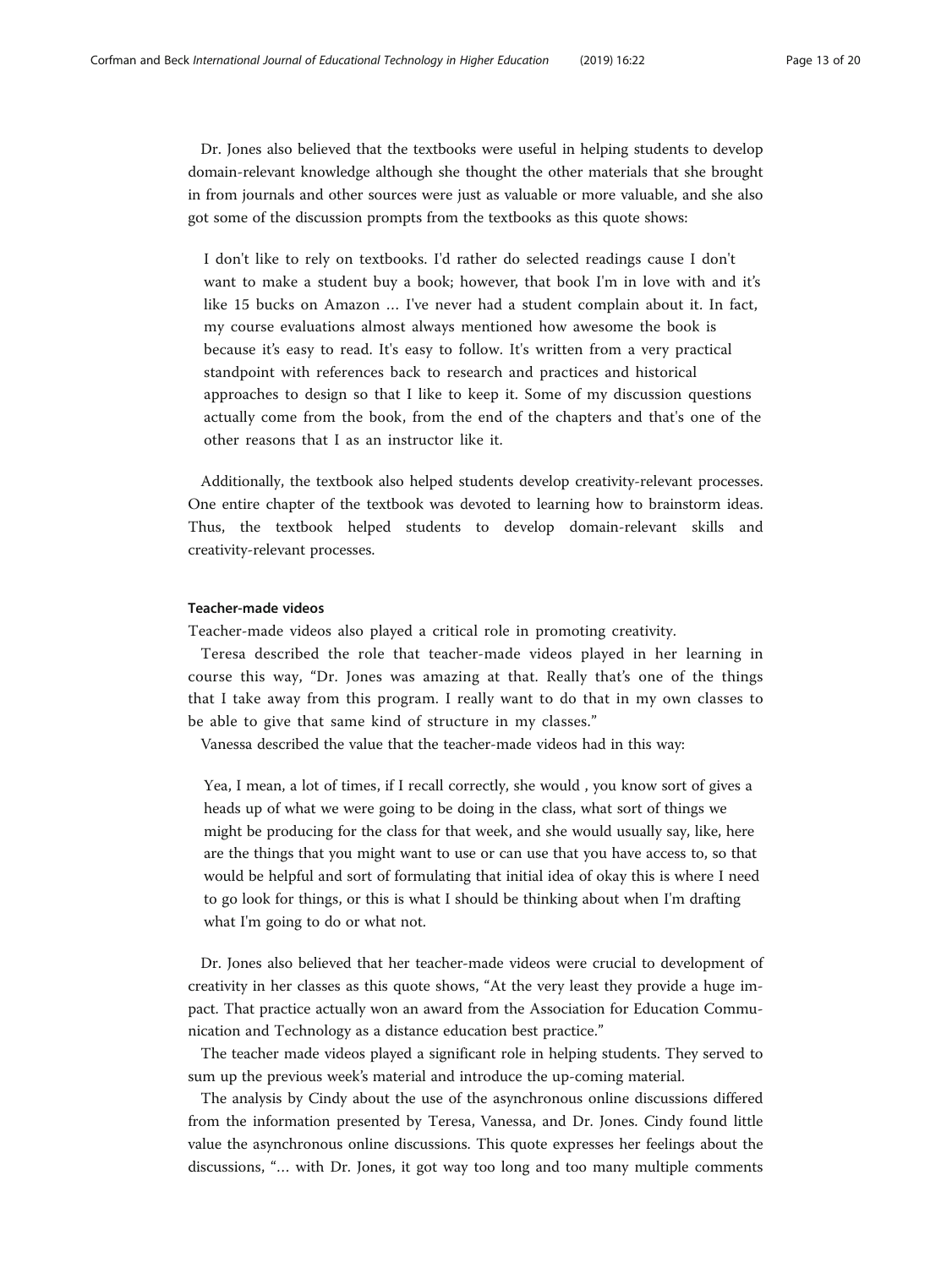Dr. Jones also believed that the textbooks were useful in helping students to develop domain-relevant knowledge although she thought the other materials that she brought in from journals and other sources were just as valuable or more valuable, and she also got some of the discussion prompts from the textbooks as this quote shows:

> I don't like to rely on textbooks. I'd rather do selected readings cause I don't want to make a student buy a book; however, that book I'm in love with and it's like 15 bucks on Amazon … I've never had a student complain about it. In fact, my course evaluations almost always mentioned how awesome the book is because it's easy to read. It's easy to follow. It's written from a very practical standpoint with references back to research and practices and historical approaches to design so that I like to keep it. Some of my discussion questions actually come from the book, from the end of the chapters and that's one of the other reasons that I as an instructor like it.

Additionally, the textbook also helped students develop creativity-relevant processes. One entire chapter of the textbook was devoted to learning how to brainstorm ideas. Thus, the textbook helped students to develop domain-relevant skills and creativity-relevant processes.

#### Teacher-made videos

Teacher-made videos also played a critical role in promoting creativity.

Teresa described the role that teacher-made videos played in her learning in course this way, "Dr. Jones was amazing at that. Really that's one of the things that I take away from this program. I really want to do that in my own classes to be able to give that same kind of structure in my classes."

Vanessa described the value that the teacher-made videos had in this way:

> Yea, I mean, a lot of times, if I recall correctly, she would , you know sort of gives a heads up of what we were going to be doing in the class, what sort of things we might be producing for the class for that week, and she would usually say, like, here are the things that you might want to use or can use that you have access to, so that would be helpful and sort of formulating that initial idea of okay this is where I need to go look for things, or this is what I should be thinking about when I'm drafting what I'm going to do or what not.

Dr. Jones also believed that her teacher-made videos were crucial to development of creativity in her classes as this quote shows, "At the very least they provide a huge impact. That practice actually won an award from the Association for Education Communication and Technology as a distance education best practice."

The teacher made videos played a significant role in helping students. They served to sum up the previous week's material and introduce the up-coming material.

The analysis by Cindy about the use of the asynchronous online discussions differed from the information presented by Teresa, Vanessa, and Dr. Jones. Cindy found little value the asynchronous online discussions. This quote expresses her feelings about the discussions, "… with Dr. Jones, it got way too long and too many multiple comments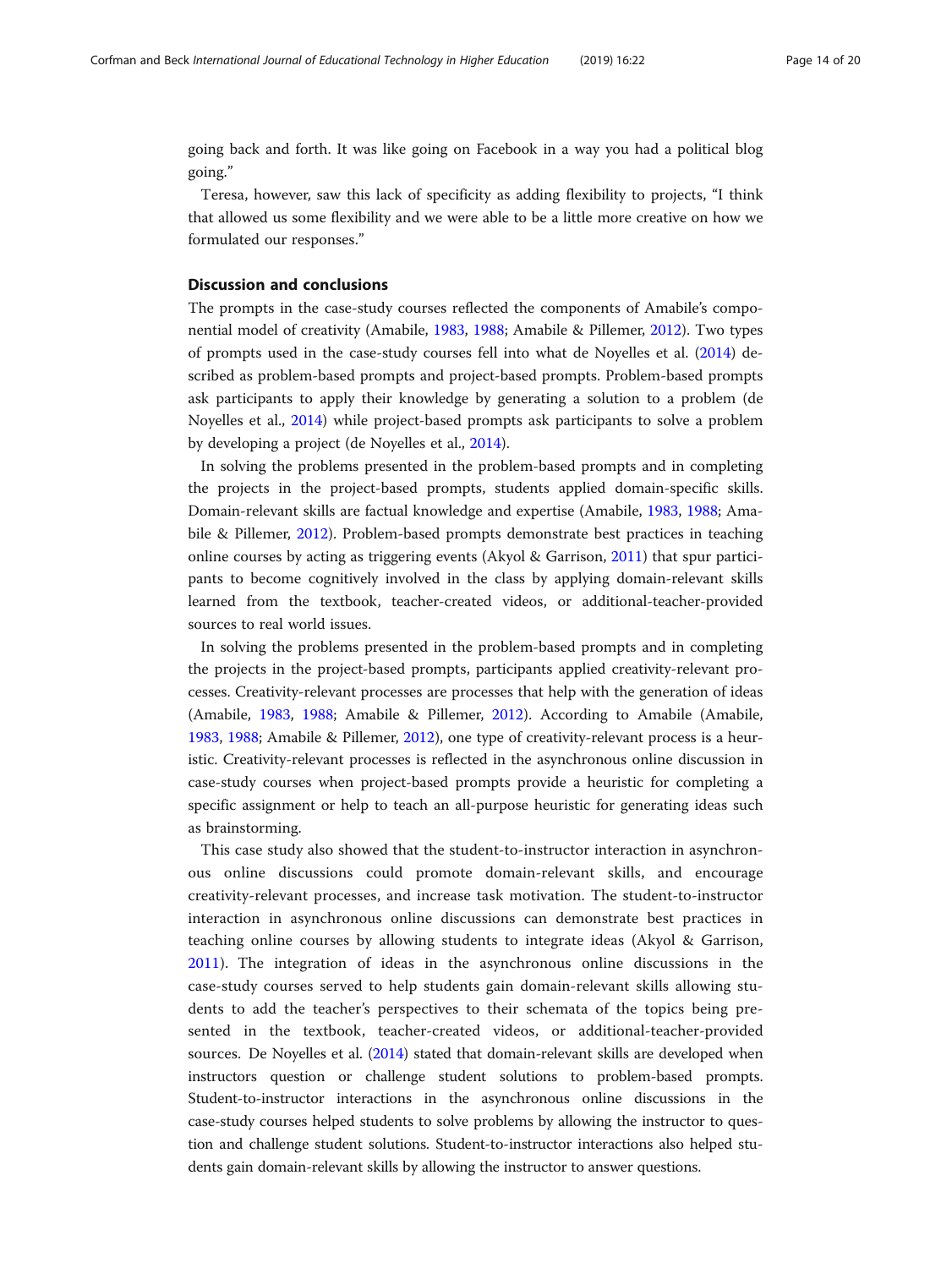going back and forth. It was like going on Facebook in a way you had a political blog going."

Teresa, however, saw this lack of specificity as adding flexibility to projects, "I think that allowed us some flexibility and we were able to be a little more creative on how we formulated our responses."

## Discussion and conclusions

The prompts in the case-study courses reflected the components of Amabile's componential model of creativity (Amabile, 1983, 1988; Amabile & Pillemer, 2012). Two types of prompts used in the case-study courses fell into what de Noyelles et al. (2014) described as problem-based prompts and project-based prompts. Problem-based prompts ask participants to apply their knowledge by generating a solution to a problem (de Noyelles et al., 2014) while project-based prompts ask participants to solve a problem by developing a project (de Noyelles et al., 2014).

In solving the problems presented in the problem-based prompts and in completing the projects in the project-based prompts, students applied domain-specific skills. Domain-relevant skills are factual knowledge and expertise (Amabile, 1983, 1988; Amabile & Pillemer, 2012). Problem-based prompts demonstrate best practices in teaching online courses by acting as triggering events (Akyol & Garrison, 2011) that spur participants to become cognitively involved in the class by applying domain-relevant skills learned from the textbook, teacher-created videos, or additional-teacher-provided sources to real world issues.

In solving the problems presented in the problem-based prompts and in completing the projects in the project-based prompts, participants applied creativity-relevant processes. Creativity-relevant processes are processes that help with the generation of ideas (Amabile, 1983, 1988; Amabile & Pillemer, 2012). According to Amabile (Amabile, 1983, 1988; Amabile & Pillemer, 2012), one type of creativity-relevant process is a heuristic. Creativity-relevant processes is reflected in the asynchronous online discussion in case-study courses when project-based prompts provide a heuristic for completing a specific assignment or help to teach an all-purpose heuristic for generating ideas such as brainstorming.

This case study also showed that the student-to-instructor interaction in asynchronous online discussions could promote domain-relevant skills, and encourage creativity-relevant processes, and increase task motivation. The student-to-instructor interaction in asynchronous online discussions can demonstrate best practices in teaching online courses by allowing students to integrate ideas (Akyol & Garrison, 2011). The integration of ideas in the asynchronous online discussions in the case-study courses served to help students gain domain-relevant skills allowing students to add the teacher's perspectives to their schemata of the topics being presented in the textbook, teacher-created videos, or additional-teacher-provided sources. De Noyelles et al. (2014) stated that domain-relevant skills are developed when instructors question or challenge student solutions to problem-based prompts. Student-to-instructor interactions in the asynchronous online discussions in the case-study courses helped students to solve problems by allowing the instructor to question and challenge student solutions. Student-to-instructor interactions also helped students gain domain-relevant skills by allowing the instructor to answer questions.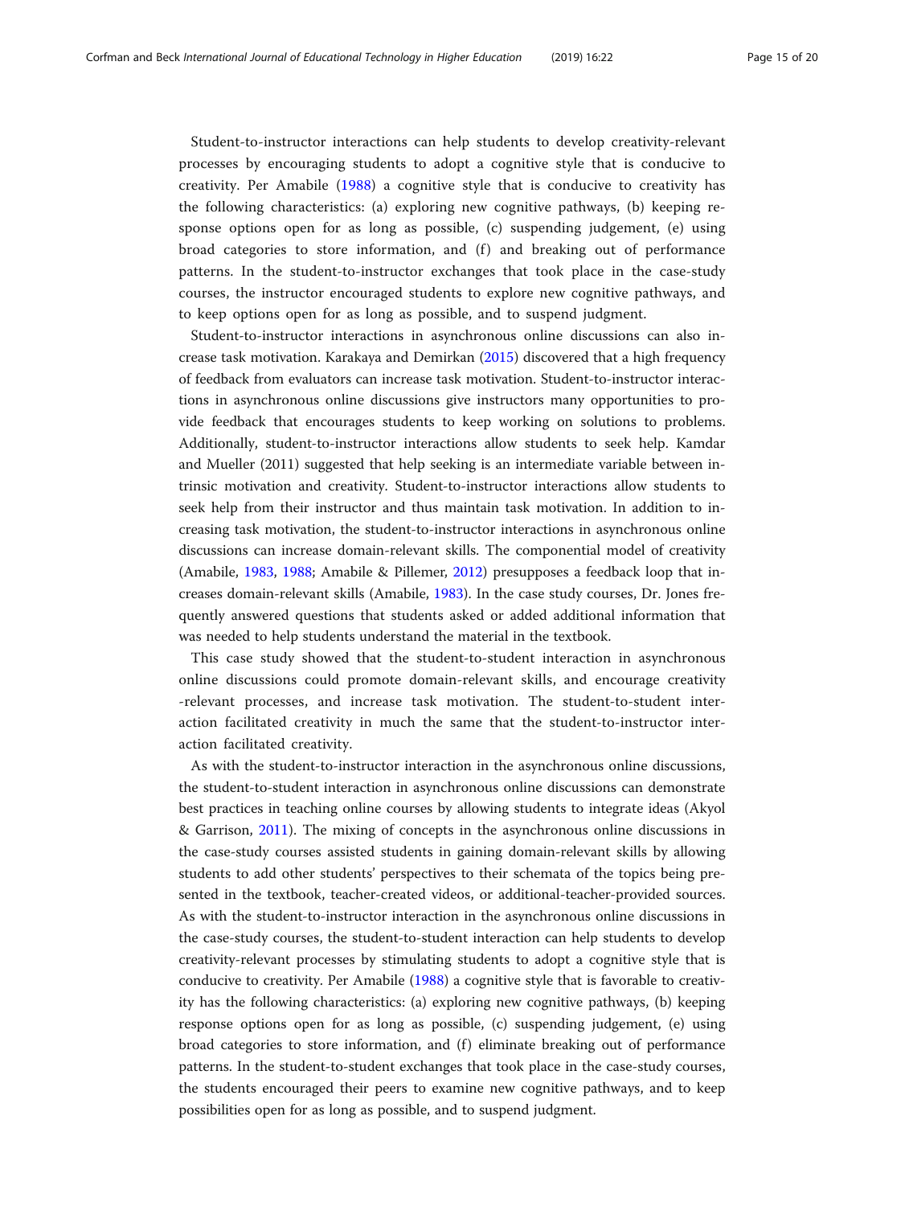Student-to-instructor interactions can help students to develop creativity-relevant processes by encouraging students to adopt a cognitive style that is conducive to creativity. Per Amabile (1988) a cognitive style that is conducive to creativity has the following characteristics: (a) exploring new cognitive pathways, (b) keeping response options open for as long as possible, (c) suspending judgement, (e) using broad categories to store information, and (f) and breaking out of performance patterns. In the student-to-instructor exchanges that took place in the case-study courses, the instructor encouraged students to explore new cognitive pathways, and to keep options open for as long as possible, and to suspend judgment.

Student-to-instructor interactions in asynchronous online discussions can also increase task motivation. Karakaya and Demirkan (2015) discovered that a high frequency of feedback from evaluators can increase task motivation. Student-to-instructor interactions in asynchronous online discussions give instructors many opportunities to provide feedback that encourages students to keep working on solutions to problems. Additionally, student-to-instructor interactions allow students to seek help. Kamdar and Mueller (2011) suggested that help seeking is an intermediate variable between intrinsic motivation and creativity. Student-to-instructor interactions allow students to seek help from their instructor and thus maintain task motivation. In addition to increasing task motivation, the student-to-instructor interactions in asynchronous online discussions can increase domain-relevant skills. The componential model of creativity (Amabile, 1983, 1988; Amabile & Pillemer, 2012) presupposes a feedback loop that increases domain-relevant skills (Amabile, 1983). In the case study courses, Dr. Jones frequently answered questions that students asked or added additional information that was needed to help students understand the material in the textbook.

This case study showed that the student-to-student interaction in asynchronous online discussions could promote domain-relevant skills, and encourage creativity -relevant processes, and increase task motivation. The student-to-student interaction facilitated creativity in much the same that the student-to-instructor interaction facilitated creativity.

As with the student-to-instructor interaction in the asynchronous online discussions, the student-to-student interaction in asynchronous online discussions can demonstrate best practices in teaching online courses by allowing students to integrate ideas (Akyol & Garrison, 2011). The mixing of concepts in the asynchronous online discussions in the case-study courses assisted students in gaining domain-relevant skills by allowing students to add other students' perspectives to their schemata of the topics being presented in the textbook, teacher-created videos, or additional-teacher-provided sources. As with the student-to-instructor interaction in the asynchronous online discussions in the case-study courses, the student-to-student interaction can help students to develop creativity-relevant processes by stimulating students to adopt a cognitive style that is conducive to creativity. Per Amabile (1988) a cognitive style that is favorable to creativity has the following characteristics: (a) exploring new cognitive pathways, (b) keeping response options open for as long as possible, (c) suspending judgement, (e) using broad categories to store information, and (f) eliminate breaking out of performance patterns. In the student-to-student exchanges that took place in the case-study courses, the students encouraged their peers to examine new cognitive pathways, and to keep possibilities open for as long as possible, and to suspend judgment.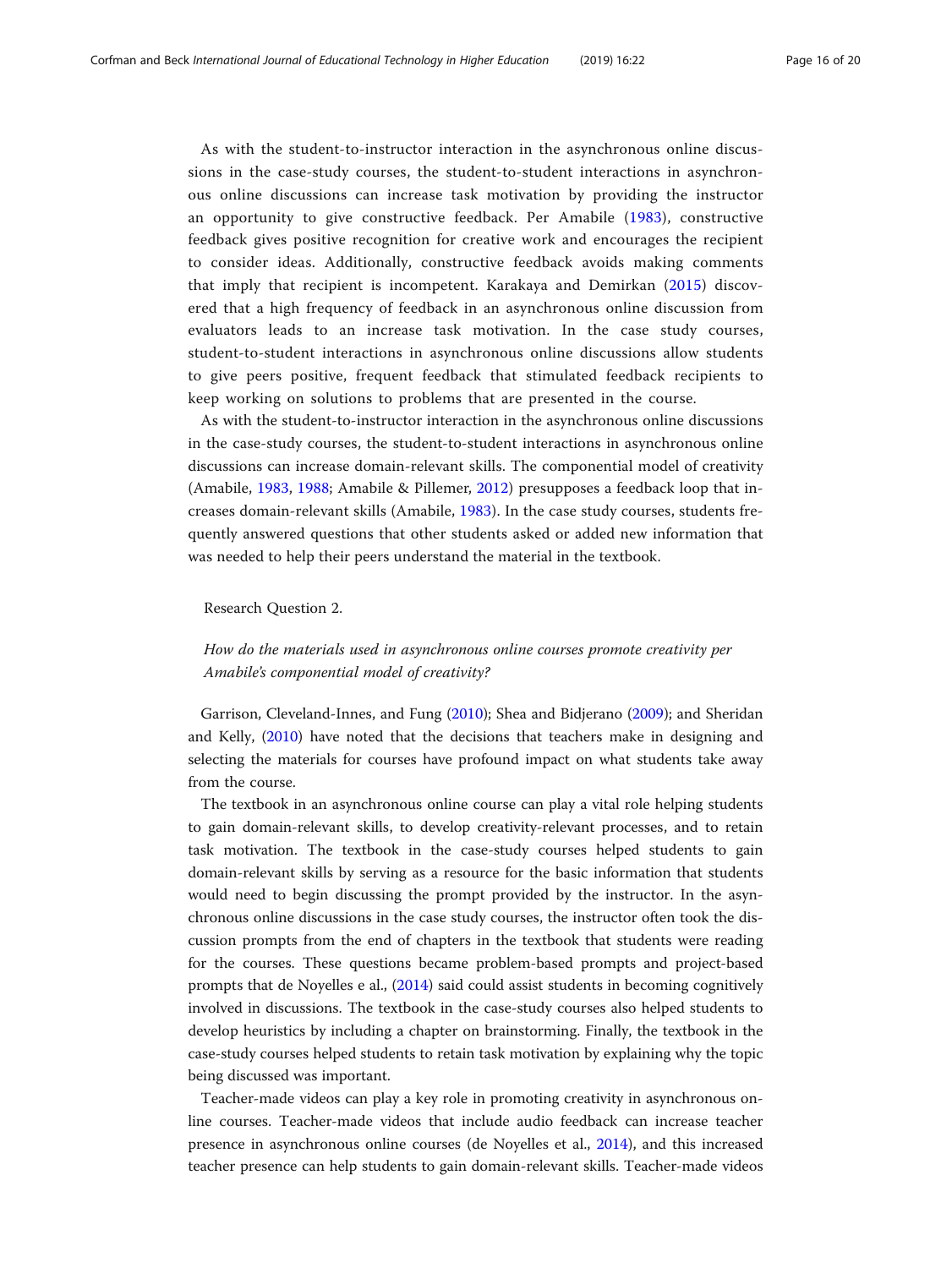As with the student-to-instructor interaction in the asynchronous online discussions in the case-study courses, the student-to-student interactions in asynchronous online discussions can increase task motivation by providing the instructor an opportunity to give constructive feedback. Per Amabile (1983), constructive feedback gives positive recognition for creative work and encourages the recipient to consider ideas. Additionally, constructive feedback avoids making comments that imply that recipient is incompetent. Karakaya and Demirkan (2015) discovered that a high frequency of feedback in an asynchronous online discussion from evaluators leads to an increase task motivation. In the case study courses, student-to-student interactions in asynchronous online discussions allow students to give peers positive, frequent feedback that stimulated feedback recipients to keep working on solutions to problems that are presented in the course.

As with the student-to-instructor interaction in the asynchronous online discussions in the case-study courses, the student-to-student interactions in asynchronous online discussions can increase domain-relevant skills. The componential model of creativity (Amabile, 1983, 1988; Amabile & Pillemer, 2012) presupposes a feedback loop that increases domain-relevant skills (Amabile, 1983). In the case study courses, students frequently answered questions that other students asked or added new information that was needed to help their peers understand the material in the textbook.

Research Question 2.

*How do the materials used in asynchronous online courses promote creativity per Amabile's componential model of creativity?*

Garrison, Cleveland-Innes, and Fung (2010); Shea and Bidjerano (2009); and Sheridan and Kelly, (2010) have noted that the decisions that teachers make in designing and selecting the materials for courses have profound impact on what students take away from the course.

The textbook in an asynchronous online course can play a vital role helping students to gain domain-relevant skills, to develop creativity-relevant processes, and to retain task motivation. The textbook in the case-study courses helped students to gain domain-relevant skills by serving as a resource for the basic information that students would need to begin discussing the prompt provided by the instructor. In the asynchronous online discussions in the case study courses, the instructor often took the discussion prompts from the end of chapters in the textbook that students were reading for the courses. These questions became problem-based prompts and project-based prompts that de Noyelles e al., (2014) said could assist students in becoming cognitively involved in discussions. The textbook in the case-study courses also helped students to develop heuristics by including a chapter on brainstorming. Finally, the textbook in the case-study courses helped students to retain task motivation by explaining why the topic being discussed was important.

Teacher-made videos can play a key role in promoting creativity in asynchronous online courses. Teacher-made videos that include audio feedback can increase teacher presence in asynchronous online courses (de Noyelles et al., 2014), and this increased teacher presence can help students to gain domain-relevant skills. Teacher-made videos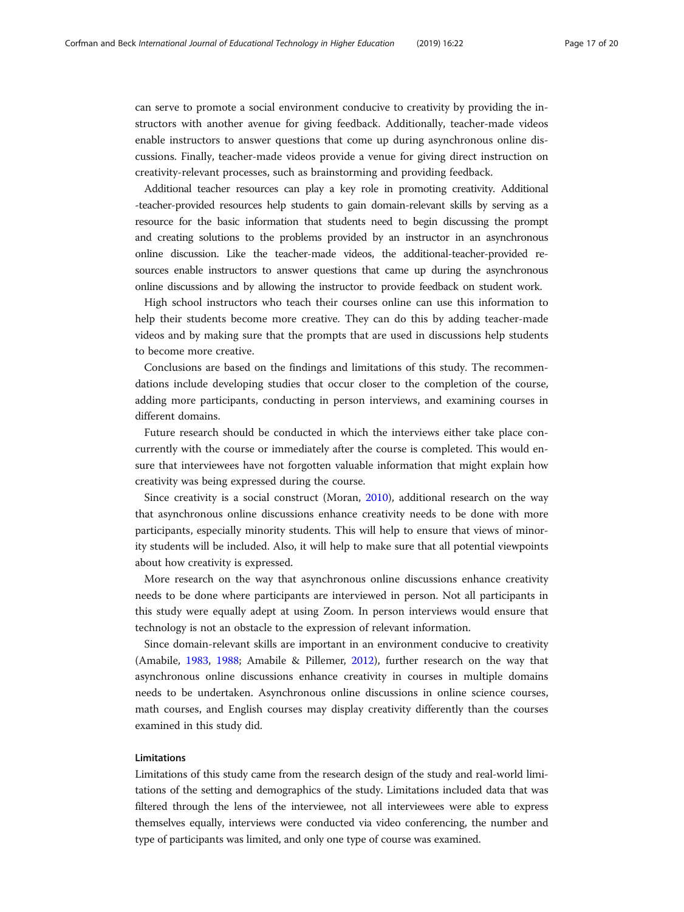can serve to promote a social environment conducive to creativity by providing the instructors with another avenue for giving feedback. Additionally, teacher-made videos enable instructors to answer questions that come up during asynchronous online discussions. Finally, teacher-made videos provide a venue for giving direct instruction on creativity-relevant processes, such as brainstorming and providing feedback.

Additional teacher resources can play a key role in promoting creativity. Additional -teacher-provided resources help students to gain domain-relevant skills by serving as a resource for the basic information that students need to begin discussing the prompt and creating solutions to the problems provided by an instructor in an asynchronous online discussion. Like the teacher-made videos, the additional-teacher-provided resources enable instructors to answer questions that came up during the asynchronous online discussions and by allowing the instructor to provide feedback on student work.

High school instructors who teach their courses online can use this information to help their students become more creative. They can do this by adding teacher-made videos and by making sure that the prompts that are used in discussions help students to become more creative.

Conclusions are based on the findings and limitations of this study. The recommendations include developing studies that occur closer to the completion of the course, adding more participants, conducting in person interviews, and examining courses in different domains.

Future research should be conducted in which the interviews either take place concurrently with the course or immediately after the course is completed. This would ensure that interviewees have not forgotten valuable information that might explain how creativity was being expressed during the course.

Since creativity is a social construct (Moran, 2010), additional research on the way that asynchronous online discussions enhance creativity needs to be done with more participants, especially minority students. This will help to ensure that views of minority students will be included. Also, it will help to make sure that all potential viewpoints about how creativity is expressed.

More research on the way that asynchronous online discussions enhance creativity needs to be done where participants are interviewed in person. Not all participants in this study were equally adept at using Zoom. In person interviews would ensure that technology is not an obstacle to the expression of relevant information.

Since domain-relevant skills are important in an environment conducive to creativity (Amabile, 1983, 1988; Amabile & Pillemer, 2012), further research on the way that asynchronous online discussions enhance creativity in courses in multiple domains needs to be undertaken. Asynchronous online discussions in online science courses, math courses, and English courses may display creativity differently than the courses examined in this study did.

### Limitations

Limitations of this study came from the research design of the study and real-world limitations of the setting and demographics of the study. Limitations included data that was filtered through the lens of the interviewee, not all interviewees were able to express themselves equally, interviews were conducted via video conferencing, the number and type of participants was limited, and only one type of course was examined.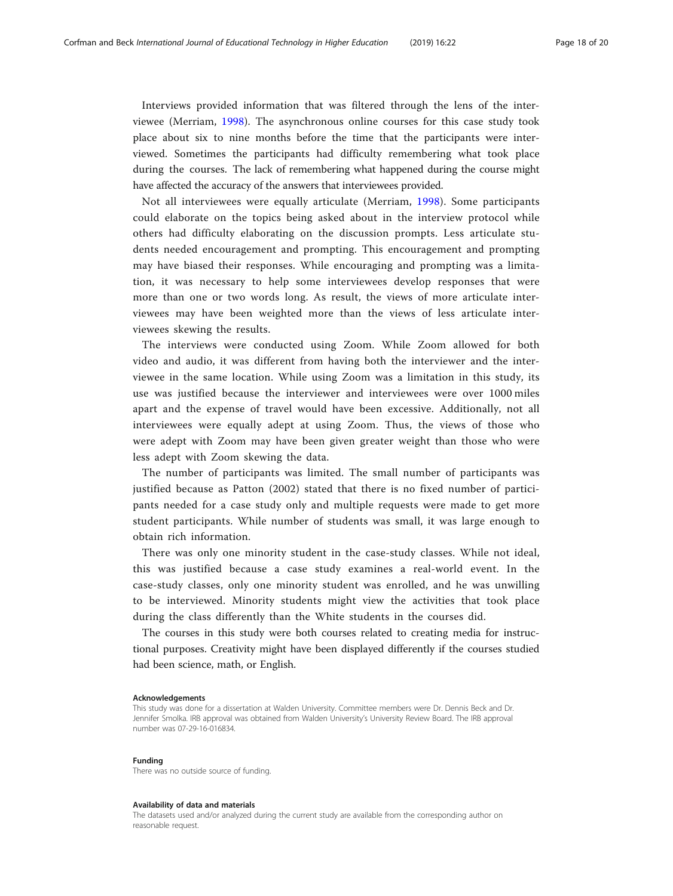Interviews provided information that was filtered through the lens of the interviewee (Merriam, 1998). The asynchronous online courses for this case study took place about six to nine months before the time that the participants were interviewed. Sometimes the participants had difficulty remembering what took place during the courses. The lack of remembering what happened during the course might have affected the accuracy of the answers that interviewees provided.

Not all interviewees were equally articulate (Merriam, 1998). Some participants could elaborate on the topics being asked about in the interview protocol while others had difficulty elaborating on the discussion prompts. Less articulate students needed encouragement and prompting. This encouragement and prompting may have biased their responses. While encouraging and prompting was a limitation, it was necessary to help some interviewees develop responses that were more than one or two words long. As result, the views of more articulate interviewees may have been weighted more than the views of less articulate interviewees skewing the results.

The interviews were conducted using Zoom. While Zoom allowed for both video and audio, it was different from having both the interviewer and the interviewee in the same location. While using Zoom was a limitation in this study, its use was justified because the interviewer and interviewees were over 1000 miles apart and the expense of travel would have been excessive. Additionally, not all interviewees were equally adept at using Zoom. Thus, the views of those who were adept with Zoom may have been given greater weight than those who were less adept with Zoom skewing the data.

The number of participants was limited. The small number of participants was justified because as Patton (2002) stated that there is no fixed number of participants needed for a case study only and multiple requests were made to get more student participants. While number of students was small, it was large enough to obtain rich information.

There was only one minority student in the case-study classes. While not ideal, this was justified because a case study examines a real-world event. In the case-study classes, only one minority student was enrolled, and he was unwilling to be interviewed. Minority students might view the activities that took place during the class differently than the White students in the courses did.

The courses in this study were both courses related to creating media for instructional purposes. Creativity might have been displayed differently if the courses studied had been science, math, or English.

#### Acknowledgements

This study was done for a dissertation at Walden University. Committee members were Dr. Dennis Beck and Dr. Jennifer Smolka. IRB approval was obtained from Walden University's University Review Board. The IRB approval number was 07-29-16-016834.

#### Funding

There was no outside source of funding.

#### Availability of data and materials

The datasets used and/or analyzed during the current study are available from the corresponding author on reasonable request.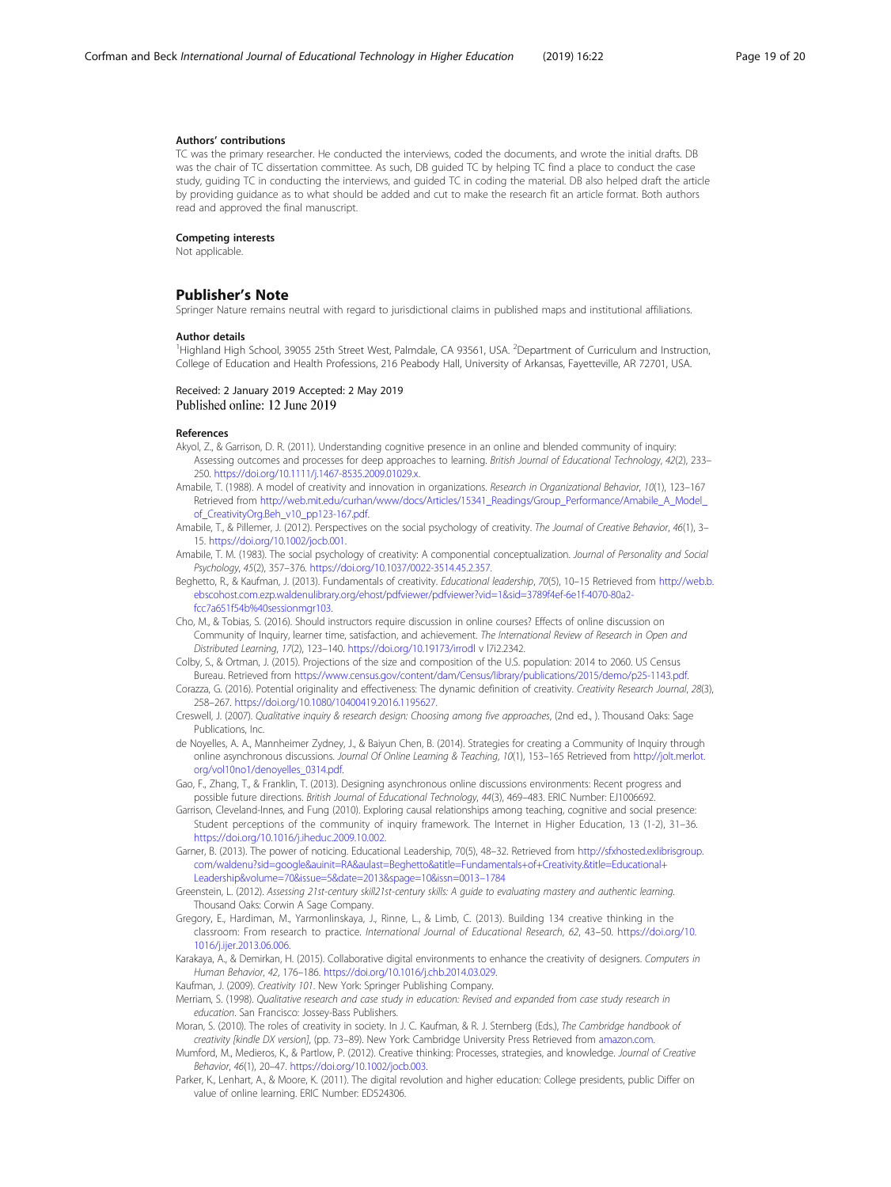### Authors' contributions

TC was the primary researcher. He conducted the interviews, coded the documents, and wrote the initial drafts. DB was the chair of TC dissertation committee. As such, DB guided TC by helping TC find a place to conduct the case study, guiding TC in conducting the interviews, and guided TC in coding the material. DB also helped draft the article by providing guidance as to what should be added and cut to make the research fit an article format. Both authors read and approved the final manuscript.

### Competing interests

Not applicable.

## Publisher's Note

Springer Nature remains neutral with regard to jurisdictional claims in published maps and institutional affiliations.

### Author details

[1]Highland High School, 39055 25th Street West, Palmdale, CA 93561, USA. [2]Department of Curriculum and Instruction, College of Education and Health Professions, 216 Peabody Hall, University of Arkansas, Fayetteville, AR 72701, USA.

Received: 2 January 2019 Accepted: 2 May 2019
Published online: 12 June 2019

### References

Akyol, Z., & Garrison, D. R. (2011). Understanding cognitive presence in an online and blended community of inquiry: Assessing outcomes and processes for deep approaches to learning. *British Journal of Educational Technology*, *42*(2), 233–250. https://doi.org/10.1111/j.1467-8535.2009.01029.x.

Amabile, T. (1988). A model of creativity and innovation in organizations. *Research in Organizational Behavior*, *10*(1), 123–167 Retrieved from http://web.mit.edu/curhan/www/docs/Articles/15341_Readings/Group_Performance/Amabile_A_Model_of_CreativityOrg.Beh_v10_pp123-167.pdf.

Amabile, T., & Pillemer, J. (2012). Perspectives on the social psychology of creativity. *The Journal of Creative Behavior*, *46*(1), 3–15. https://doi.org/10.1002/jocb.001.

Amabile, T. M. (1983). The social psychology of creativity: A componential conceptualization. *Journal of Personality and Social Psychology*, *45*(2), 357–376. https://doi.org/10.1037/0022-3514.45.2.357.

Beghetto, R., & Kaufman, J. (2013). Fundamentals of creativity. *Educational leadership*, *70*(5), 10–15 Retrieved from http://web.b.ebscohost.com.ezp.waldenulibrary.org/ehost/pdfviewer/pdfviewer?vid=1&sid=3789f4ef-6e1f-4070-80a2-fcc7a651f54b%40sessionmgr103.

Cho, M., & Tobias, S. (2016). Should instructors require discussion in online courses? Effects of online discussion on Community of Inquiry, learner time, satisfaction, and achievement. *The International Review of Research in Open and Distributed Learning*, *17*(2), 123–140. https://doi.org/10.19173/irrodl v 17i2.2342.

Colby, S., & Ortman, J. (2015). Projections of the size and composition of the U.S. population: 2014 to 2060. US Census Bureau. Retrieved from https://www.census.gov/content/dam/Census/library/publications/2015/demo/p25-1143.pdf.

Corazza, G. (2016). Potential originality and effectiveness: The dynamic definition of creativity. *Creativity Research Journal*, *28*(3), 258–267. https://doi.org/10.1080/10400419.2016.1195627.

Creswell, J. (2007). *Qualitative inquiry & research design: Choosing among five approaches*, (2nd ed., ). Thousand Oaks: Sage Publications, Inc.

de Noyelles, A. A., Mannheimer Zydney, J., & Baiyun Chen, B. (2014). Strategies for creating a Community of Inquiry through online asynchronous discussions. *Journal Of Online Learning & Teaching*, *10*(1), 153–165 Retrieved from http://jolt.merlot.org/vol10no1/denoyelles_0314.pdf.

Gao, F., Zhang, T., & Franklin, T. (2013). Designing asynchronous online discussions environments: Recent progress and possible future directions. *British Journal of Educational Technology*, *44*(3), 469–483. ERIC Number: EJ1006692.

Garrison, Cleveland-Innes, and Fung (2010). Exploring causal relationships among teaching, cognitive and social presence: Student perceptions of the community of inquiry framework. The Internet in Higher Education, 13 (1-2), 31–36. https://doi.org/10.1016/j.iheduc.2009.10.002.

Garner, B. (2013). The power of noticing. Educational Leadership, 70(5), 48–32. Retrieved from http://sfxhosted.exlibrisgroup.com/waldenu?sid=google&auinit=RA&aulast=Beghetto&atitle=Fundamentals+of+Creativity.&title=Educational+Leadership&volume=70&issue=5&date=2013&spage=10&issn=0013–1784

Greenstein, L. (2012). *Assessing 21st-century skill21st-century skills: A guide to evaluating mastery and authentic learning*. Thousand Oaks: Corwin A Sage Company.

Gregory, E., Hardiman, M., Yarmonlinskaya, J., Rinne, L., & Limb, C. (2013). Building 134 creative thinking in the classroom: From research to practice. *International Journal of Educational Research*, *62*, 43–50. https://doi.org/10.1016/j.ijer.2013.06.006.

Karakaya, A., & Demirkan, H. (2015). Collaborative digital environments to enhance the creativity of designers. *Computers in Human Behavior*, *42*, 176–186. https://doi.org/10.1016/j.chb.2014.03.029.

Kaufman, J. (2009). *Creativity 101*. New York: Springer Publishing Company.

Merriam, S. (1998). *Qualitative research and case study in education: Revised and expanded from case study research in education*. San Francisco: Jossey-Bass Publishers.

Moran, S. (2010). The roles of creativity in society. In J. C. Kaufman, & R. J. Sternberg (Eds.), *The Cambridge handbook of creativity [kindle DX version]*, (pp. 73–89). New York: Cambridge University Press Retrieved from amazon.com.

Mumford, M., Medieros, K., & Partlow, P. (2012). Creative thinking: Processes, strategies, and knowledge. *Journal of Creative Behavior*, *46*(1), 20–47. https://doi.org/10.1002/jocb.003.

Parker, K., Lenhart, A., & Moore, K. (2011). The digital revolution and higher education: College presidents, public Differ on value of online learning. ERIC Number: ED524306.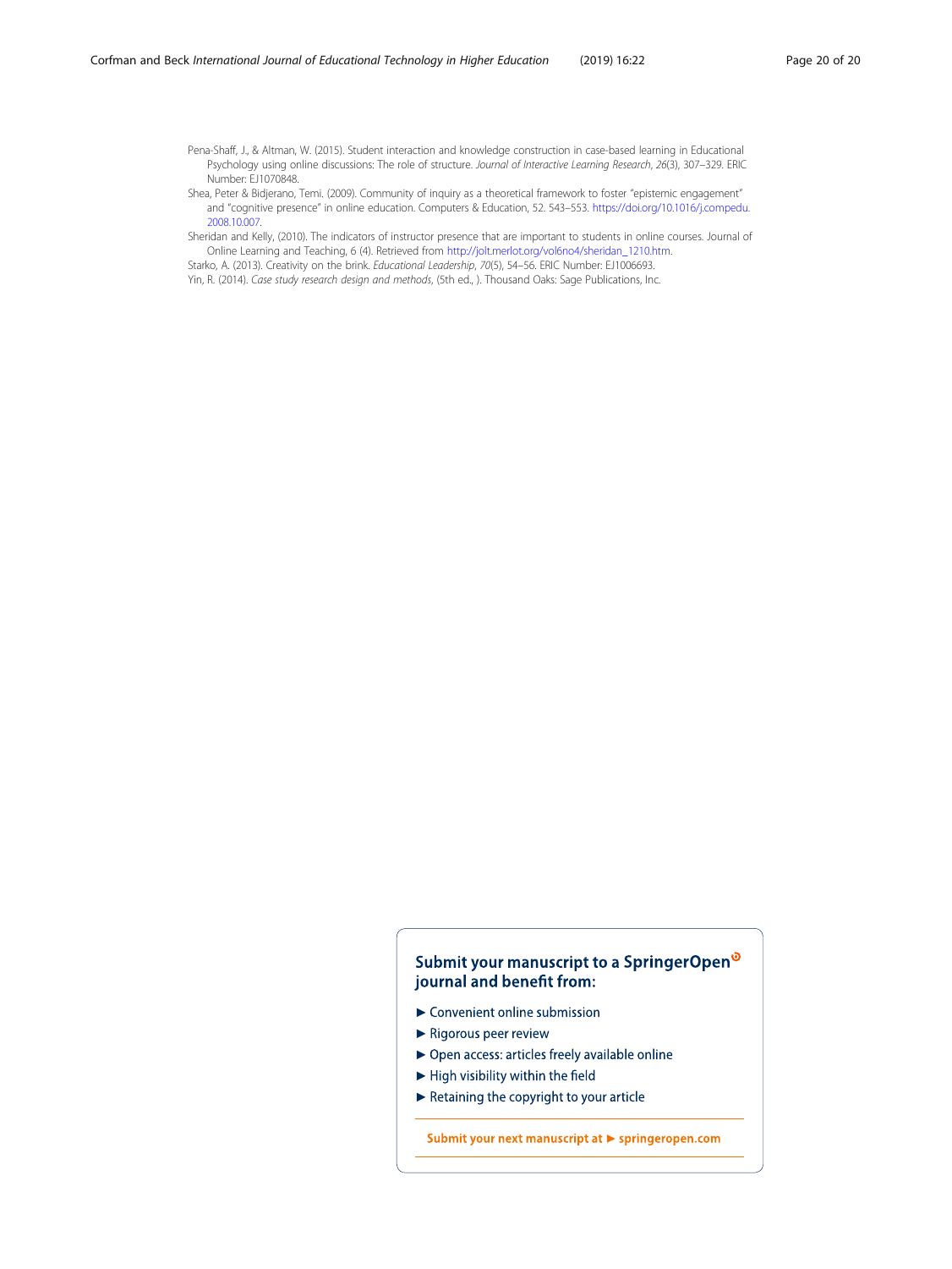Pena-Shaff, J., & Altman, W. (2015). Student interaction and knowledge construction in case-based learning in Educational Psychology using online discussions: The role of structure. *Journal of Interactive Learning Research*, *26*(3), 307–329. ERIC Number: EJ1070848.

Shea, Peter & Bidjerano, Temi. (2009). Community of inquiry as a theoretical framework to foster "epistemic engagement" and "cognitive presence" in online education. Computers & Education, 52. 543–553. https://doi.org/10.1016/j.compedu.2008.10.007.

Sheridan and Kelly, (2010). The indicators of instructor presence that are important to students in online courses. Journal of Online Learning and Teaching, 6 (4). Retrieved from http://jolt.merlot.org/vol6no4/sheridan_1210.htm.

Starko, A. (2013). Creativity on the brink. *Educational Leadership*, *70*(5), 54–56. ERIC Number: EJ1006693.

Yin, R. (2014). *Case study research design and methods*, (5th ed., ). Thousand Oaks: Sage Publications, Inc.

**Submit your manuscript to a SpringerOpen journal and benefit from:**

- ► Convenient online submission
- ► Rigorous peer review
- ► Open access: articles freely available online
- ► High visibility within the field
- ► Retaining the copyright to your article

**Submit your next manuscript at ► springeropen.com**